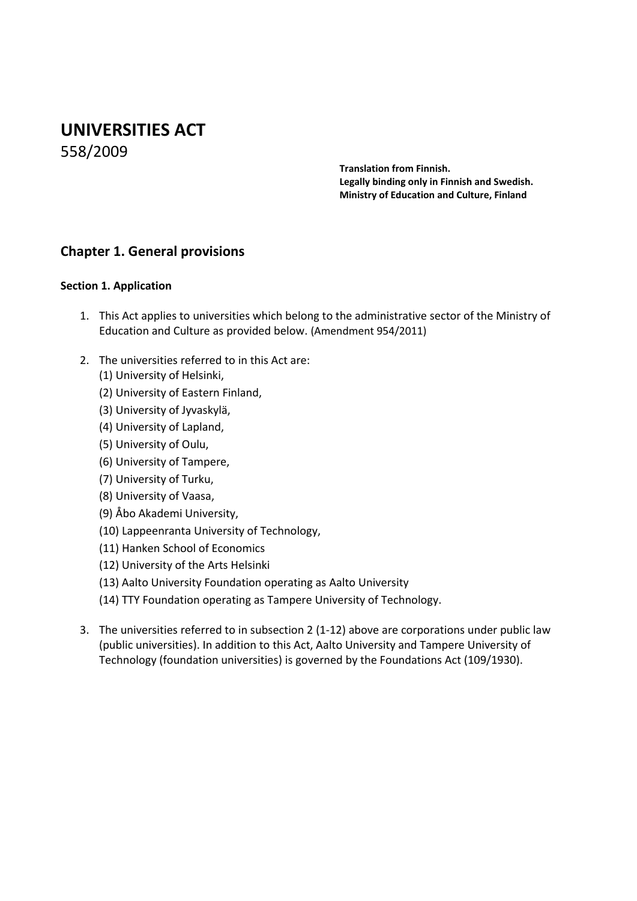# UNIVERSITIES ACT

558/2009

**Translation from Finnish.**
**Legally binding only in Finnish and Swedish.**
**Ministry of Education and Culture, Finland**

## Chapter 1. General provisions

### Section 1. Application

1. This Act applies to universities which belong to the administrative sector of the Ministry of Education and Culture as provided below. (Amendment 954/2011)

2. The universities referred to in this Act are:
   (1) University of Helsinki,
   (2) University of Eastern Finland,
   (3) University of Jyvaskylä,
   (4) University of Lapland,
   (5) University of Oulu,
   (6) University of Tampere,
   (7) University of Turku,
   (8) University of Vaasa,
   (9) Åbo Akademi University,
   (10) Lappeenranta University of Technology,
   (11) Hanken School of Economics
   (12) University of the Arts Helsinki
   (13) Aalto University Foundation operating as Aalto University
   (14) TTY Foundation operating as Tampere University of Technology.

3. The universities referred to in subsection 2 (1-12) above are corporations under public law (public universities). In addition to this Act, Aalto University and Tampere University of Technology (foundation universities) is governed by the Foundations Act (109/1930).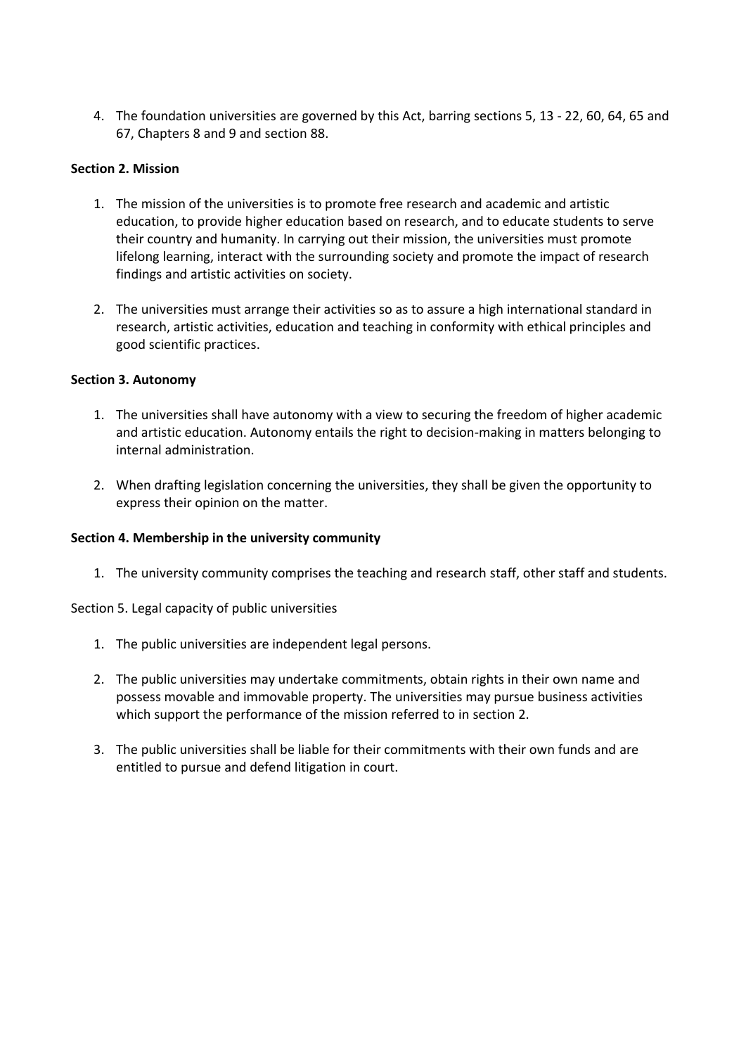4. The foundation universities are governed by this Act, barring sections 5, 13 - 22, 60, 64, 65 and 67, Chapters 8 and 9 and section 88.

**Section 2. Mission**

1. The mission of the universities is to promote free research and academic and artistic education, to provide higher education based on research, and to educate students to serve their country and humanity. In carrying out their mission, the universities must promote lifelong learning, interact with the surrounding society and promote the impact of research findings and artistic activities on society.

2. The universities must arrange their activities so as to assure a high international standard in research, artistic activities, education and teaching in conformity with ethical principles and good scientific practices.

**Section 3. Autonomy**

1. The universities shall have autonomy with a view to securing the freedom of higher academic and artistic education. Autonomy entails the right to decision-making in matters belonging to internal administration.

2. When drafting legislation concerning the universities, they shall be given the opportunity to express their opinion on the matter.

**Section 4. Membership in the university community**

1. The university community comprises the teaching and research staff, other staff and students.

Section 5. Legal capacity of public universities

1. The public universities are independent legal persons.

2. The public universities may undertake commitments, obtain rights in their own name and possess movable and immovable property. The universities may pursue business activities which support the performance of the mission referred to in section 2.

3. The public universities shall be liable for their commitments with their own funds and are entitled to pursue and defend litigation in court.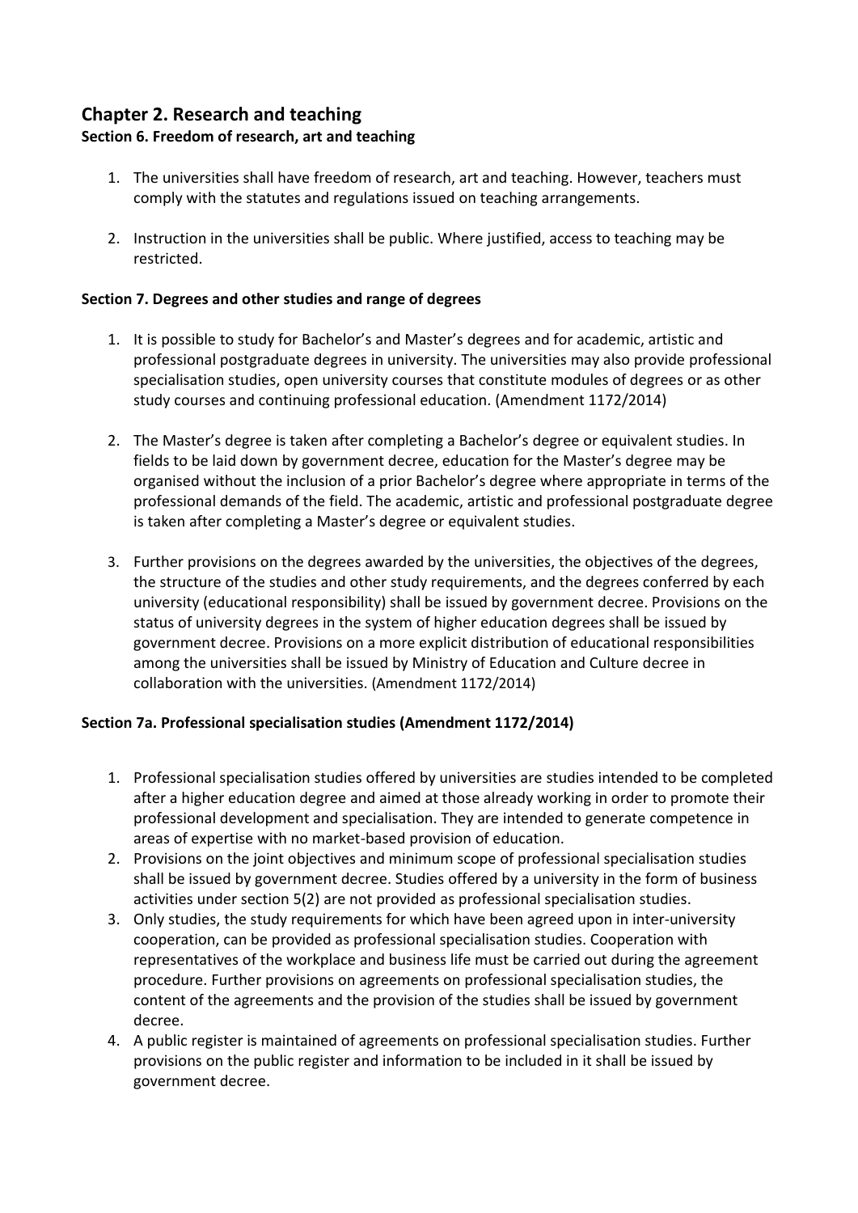## Chapter 2. Research and teaching

### Section 6. Freedom of research, art and teaching

1. The universities shall have freedom of research, art and teaching. However, teachers must comply with the statutes and regulations issued on teaching arrangements.

2. Instruction in the universities shall be public. Where justified, access to teaching may be restricted.

### Section 7. Degrees and other studies and range of degrees

1. It is possible to study for Bachelor's and Master's degrees and for academic, artistic and professional postgraduate degrees in university. The universities may also provide professional specialisation studies, open university courses that constitute modules of degrees or as other study courses and continuing professional education. (Amendment 1172/2014)

2. The Master's degree is taken after completing a Bachelor's degree or equivalent studies. In fields to be laid down by government decree, education for the Master's degree may be organised without the inclusion of a prior Bachelor's degree where appropriate in terms of the professional demands of the field. The academic, artistic and professional postgraduate degree is taken after completing a Master's degree or equivalent studies.

3. Further provisions on the degrees awarded by the universities, the objectives of the degrees, the structure of the studies and other study requirements, and the degrees conferred by each university (educational responsibility) shall be issued by government decree. Provisions on the status of university degrees in the system of higher education degrees shall be issued by government decree. Provisions on a more explicit distribution of educational responsibilities among the universities shall be issued by Ministry of Education and Culture decree in collaboration with the universities. (Amendment 1172/2014)

### Section 7a. Professional specialisation studies (Amendment 1172/2014)

1. Professional specialisation studies offered by universities are studies intended to be completed after a higher education degree and aimed at those already working in order to promote their professional development and specialisation. They are intended to generate competence in areas of expertise with no market-based provision of education.
2. Provisions on the joint objectives and minimum scope of professional specialisation studies shall be issued by government decree. Studies offered by a university in the form of business activities under section 5(2) are not provided as professional specialisation studies.
3. Only studies, the study requirements for which have been agreed upon in inter-university cooperation, can be provided as professional specialisation studies. Cooperation with representatives of the workplace and business life must be carried out during the agreement procedure. Further provisions on agreements on professional specialisation studies, the content of the agreements and the provision of the studies shall be issued by government decree.
4. A public register is maintained of agreements on professional specialisation studies. Further provisions on the public register and information to be included in it shall be issued by government decree.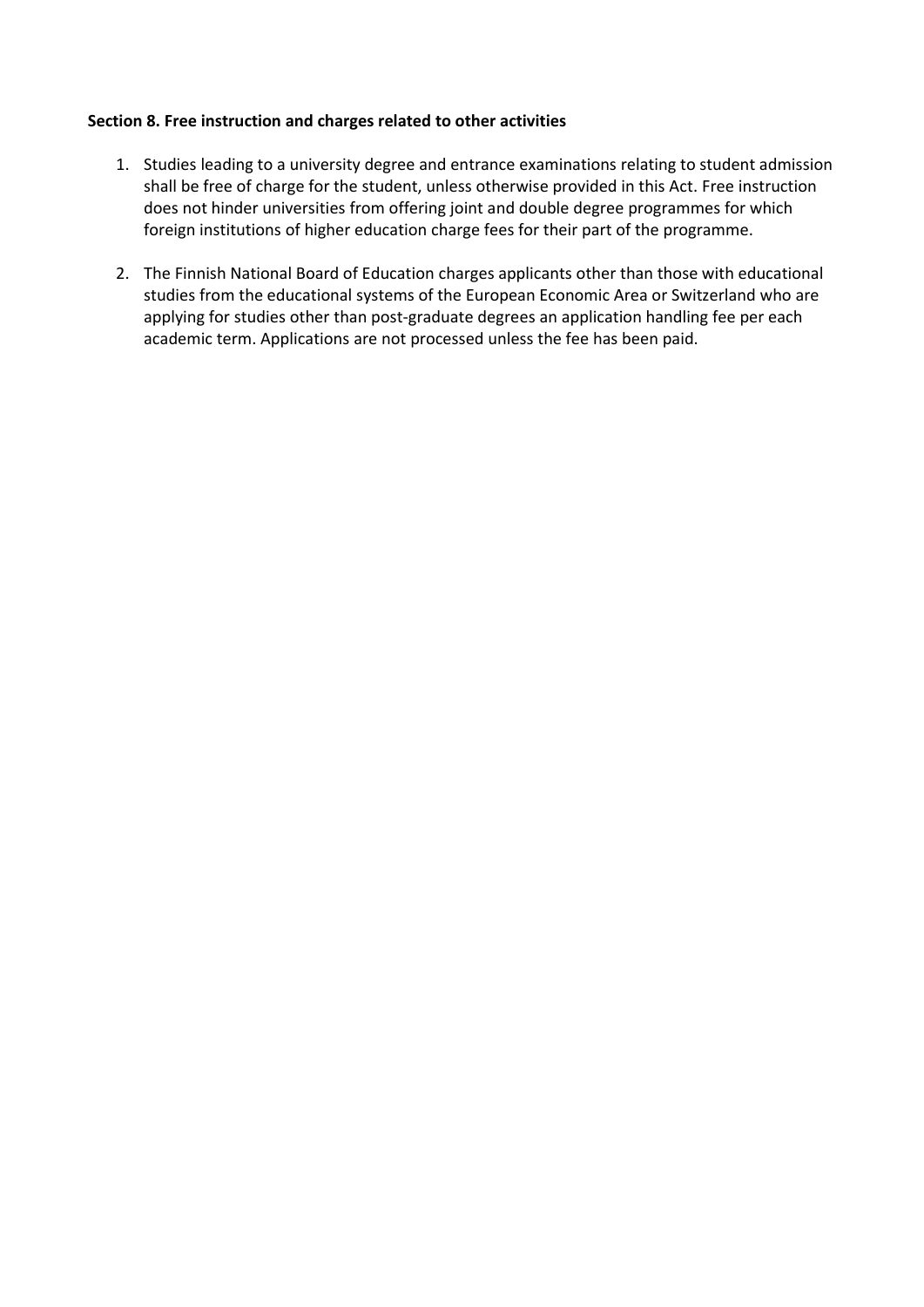**Section 8. Free instruction and charges related to other activities**

1. Studies leading to a university degree and entrance examinations relating to student admission shall be free of charge for the student, unless otherwise provided in this Act. Free instruction does not hinder universities from offering joint and double degree programmes for which foreign institutions of higher education charge fees for their part of the programme.

2. The Finnish National Board of Education charges applicants other than those with educational studies from the educational systems of the European Economic Area or Switzerland who are applying for studies other than post-graduate degrees an application handling fee per each academic term. Applications are not processed unless the fee has been paid.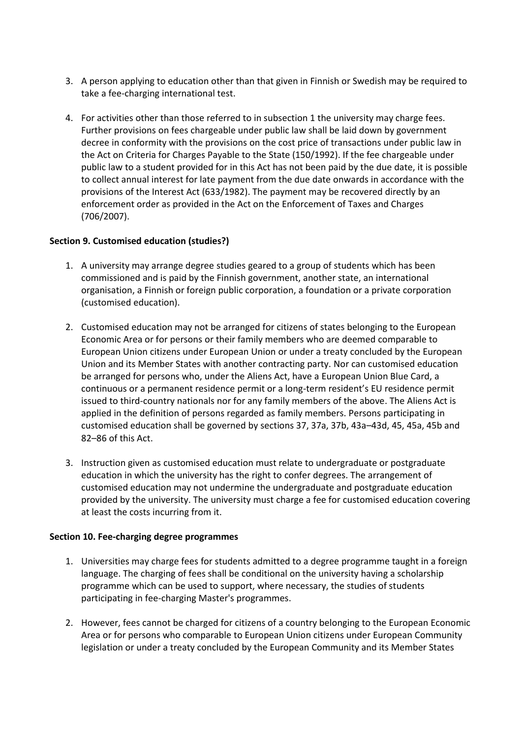3. A person applying to education other than that given in Finnish or Swedish may be required to take a fee-charging international test.

4. For activities other than those referred to in subsection 1 the university may charge fees. Further provisions on fees chargeable under public law shall be laid down by government decree in conformity with the provisions on the cost price of transactions under public law in the Act on Criteria for Charges Payable to the State (150/1992). If the fee chargeable under public law to a student provided for in this Act has not been paid by the due date, it is possible to collect annual interest for late payment from the due date onwards in accordance with the provisions of the Interest Act (633/1982). The payment may be recovered directly by an enforcement order as provided in the Act on the Enforcement of Taxes and Charges (706/2007).

**Section 9. Customised education (studies?)**

1. A university may arrange degree studies geared to a group of students which has been commissioned and is paid by the Finnish government, another state, an international organisation, a Finnish or foreign public corporation, a foundation or a private corporation (customised education).

2. Customised education may not be arranged for citizens of states belonging to the European Economic Area or for persons or their family members who are deemed comparable to European Union citizens under European Union or under a treaty concluded by the European Union and its Member States with another contracting party. Nor can customised education be arranged for persons who, under the Aliens Act, have a European Union Blue Card, a continuous or a permanent residence permit or a long-term resident's EU residence permit issued to third-country nationals nor for any family members of the above. The Aliens Act is applied in the definition of persons regarded as family members. Persons participating in customised education shall be governed by sections 37, 37a, 37b, 43a–43d, 45, 45a, 45b and 82–86 of this Act.

3. Instruction given as customised education must relate to undergraduate or postgraduate education in which the university has the right to confer degrees. The arrangement of customised education may not undermine the undergraduate and postgraduate education provided by the university. The university must charge a fee for customised education covering at least the costs incurring from it.

**Section 10. Fee-charging degree programmes**

1. Universities may charge fees for students admitted to a degree programme taught in a foreign language. The charging of fees shall be conditional on the university having a scholarship programme which can be used to support, where necessary, the studies of students participating in fee-charging Master's programmes.

2. However, fees cannot be charged for citizens of a country belonging to the European Economic Area or for persons who comparable to European Union citizens under European Community legislation or under a treaty concluded by the European Community and its Member States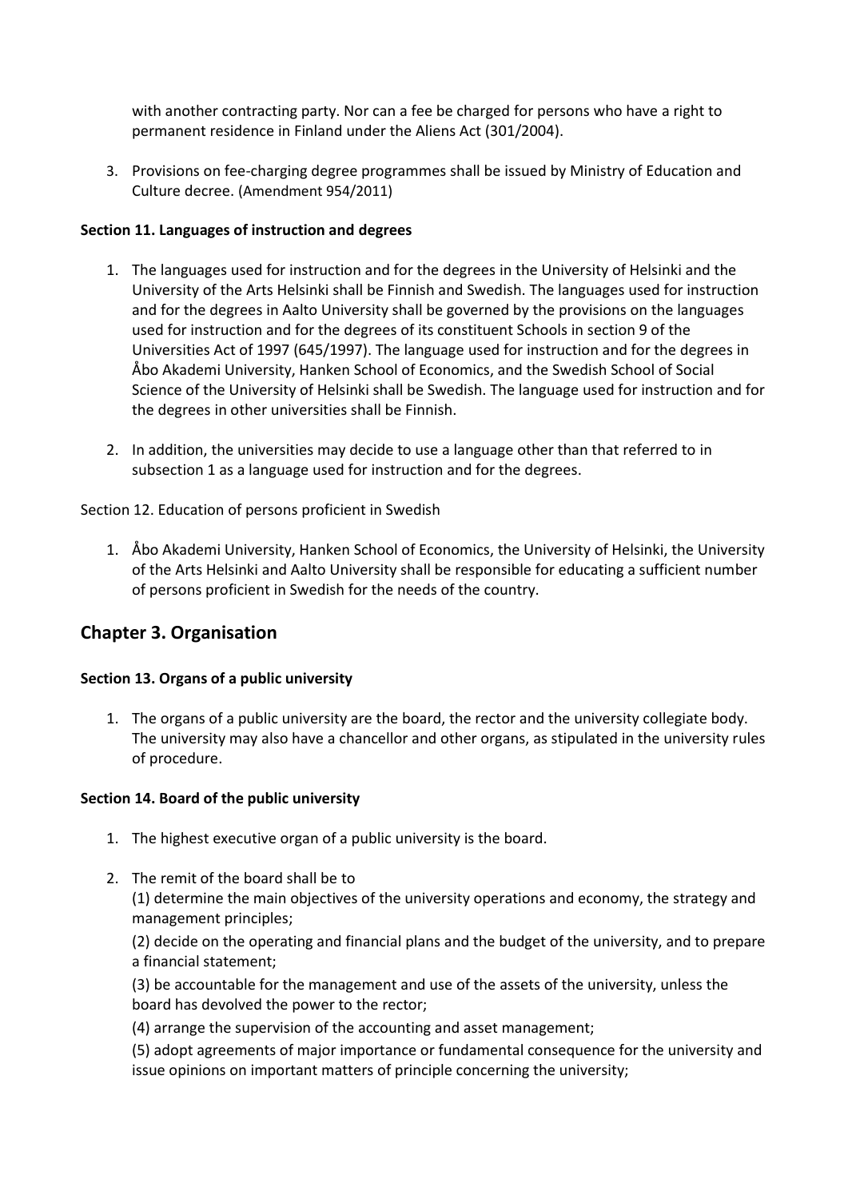with another contracting party. Nor can a fee be charged for persons who have a right to permanent residence in Finland under the Aliens Act (301/2004).

3. Provisions on fee-charging degree programmes shall be issued by Ministry of Education and Culture decree. (Amendment 954/2011)

**Section 11. Languages of instruction and degrees**

1. The languages used for instruction and for the degrees in the University of Helsinki and the University of the Arts Helsinki shall be Finnish and Swedish. The languages used for instruction and for the degrees in Aalto University shall be governed by the provisions on the languages used for instruction and for the degrees of its constituent Schools in section 9 of the Universities Act of 1997 (645/1997). The language used for instruction and for the degrees in Åbo Akademi University, Hanken School of Economics, and the Swedish School of Social Science of the University of Helsinki shall be Swedish. The language used for instruction and for the degrees in other universities shall be Finnish.

2. In addition, the universities may decide to use a language other than that referred to in subsection 1 as a language used for instruction and for the degrees.

Section 12. Education of persons proficient in Swedish

1. Åbo Akademi University, Hanken School of Economics, the University of Helsinki, the University of the Arts Helsinki and Aalto University shall be responsible for educating a sufficient number of persons proficient in Swedish for the needs of the country.

## Chapter 3. Organisation

**Section 13. Organs of a public university**

1. The organs of a public university are the board, the rector and the university collegiate body. The university may also have a chancellor and other organs, as stipulated in the university rules of procedure.

**Section 14. Board of the public university**

1. The highest executive organ of a public university is the board.

2. The remit of the board shall be to
   (1) determine the main objectives of the university operations and economy, the strategy and management principles;
   (2) decide on the operating and financial plans and the budget of the university, and to prepare a financial statement;
   (3) be accountable for the management and use of the assets of the university, unless the board has devolved the power to the rector;
   (4) arrange the supervision of the accounting and asset management;
   (5) adopt agreements of major importance or fundamental consequence for the university and issue opinions on important matters of principle concerning the university;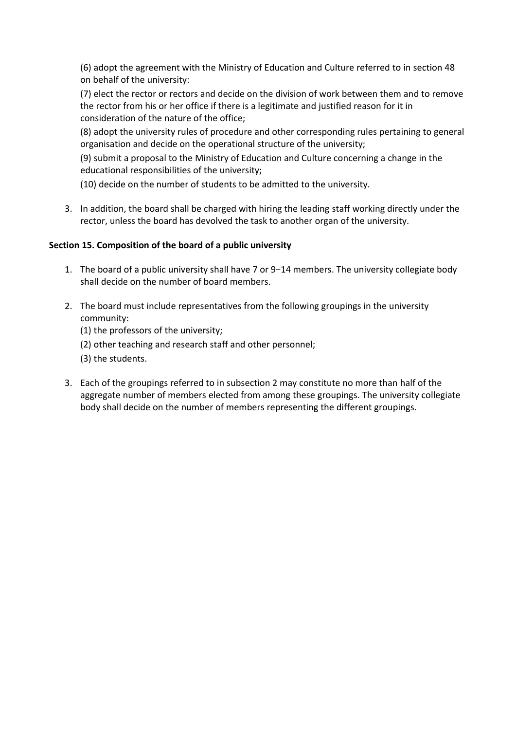(6) adopt the agreement with the Ministry of Education and Culture referred to in section 48 on behalf of the university:

(7) elect the rector or rectors and decide on the division of work between them and to remove the rector from his or her office if there is a legitimate and justified reason for it in consideration of the nature of the office;

(8) adopt the university rules of procedure and other corresponding rules pertaining to general organisation and decide on the operational structure of the university;

(9) submit a proposal to the Ministry of Education and Culture concerning a change in the educational responsibilities of the university;

(10) decide on the number of students to be admitted to the university.

3. In addition, the board shall be charged with hiring the leading staff working directly under the rector, unless the board has devolved the task to another organ of the university.

**Section 15. Composition of the board of a public university**

1. The board of a public university shall have 7 or 9−14 members. The university collegiate body shall decide on the number of board members.

2. The board must include representatives from the following groupings in the university community:
   (1) the professors of the university;
   (2) other teaching and research staff and other personnel;
   (3) the students.

3. Each of the groupings referred to in subsection 2 may constitute no more than half of the aggregate number of members elected from among these groupings. The university collegiate body shall decide on the number of members representing the different groupings.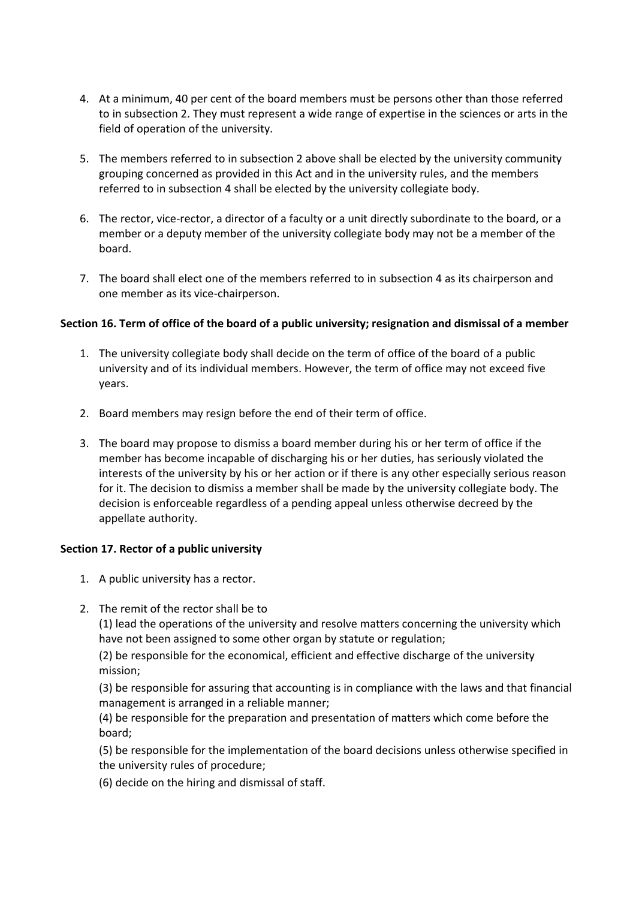4. At a minimum, 40 per cent of the board members must be persons other than those referred to in subsection 2. They must represent a wide range of expertise in the sciences or arts in the field of operation of the university.

5. The members referred to in subsection 2 above shall be elected by the university community grouping concerned as provided in this Act and in the university rules, and the members referred to in subsection 4 shall be elected by the university collegiate body.

6. The rector, vice-rector, a director of a faculty or a unit directly subordinate to the board, or a member or a deputy member of the university collegiate body may not be a member of the board.

7. The board shall elect one of the members referred to in subsection 4 as its chairperson and one member as its vice-chairperson.

**Section 16. Term of office of the board of a public university; resignation and dismissal of a member**

1. The university collegiate body shall decide on the term of office of the board of a public university and of its individual members. However, the term of office may not exceed five years.

2. Board members may resign before the end of their term of office.

3. The board may propose to dismiss a board member during his or her term of office if the member has become incapable of discharging his or her duties, has seriously violated the interests of the university by his or her action or if there is any other especially serious reason for it. The decision to dismiss a member shall be made by the university collegiate body. The decision is enforceable regardless of a pending appeal unless otherwise decreed by the appellate authority.

**Section 17. Rector of a public university**

1. A public university has a rector.

2. The remit of the rector shall be to
   (1) lead the operations of the university and resolve matters concerning the university which have not been assigned to some other organ by statute or regulation;
   (2) be responsible for the economical, efficient and effective discharge of the university mission;
   (3) be responsible for assuring that accounting is in compliance with the laws and that financial management is arranged in a reliable manner;
   (4) be responsible for the preparation and presentation of matters which come before the board;
   (5) be responsible for the implementation of the board decisions unless otherwise specified in the university rules of procedure;
   (6) decide on the hiring and dismissal of staff.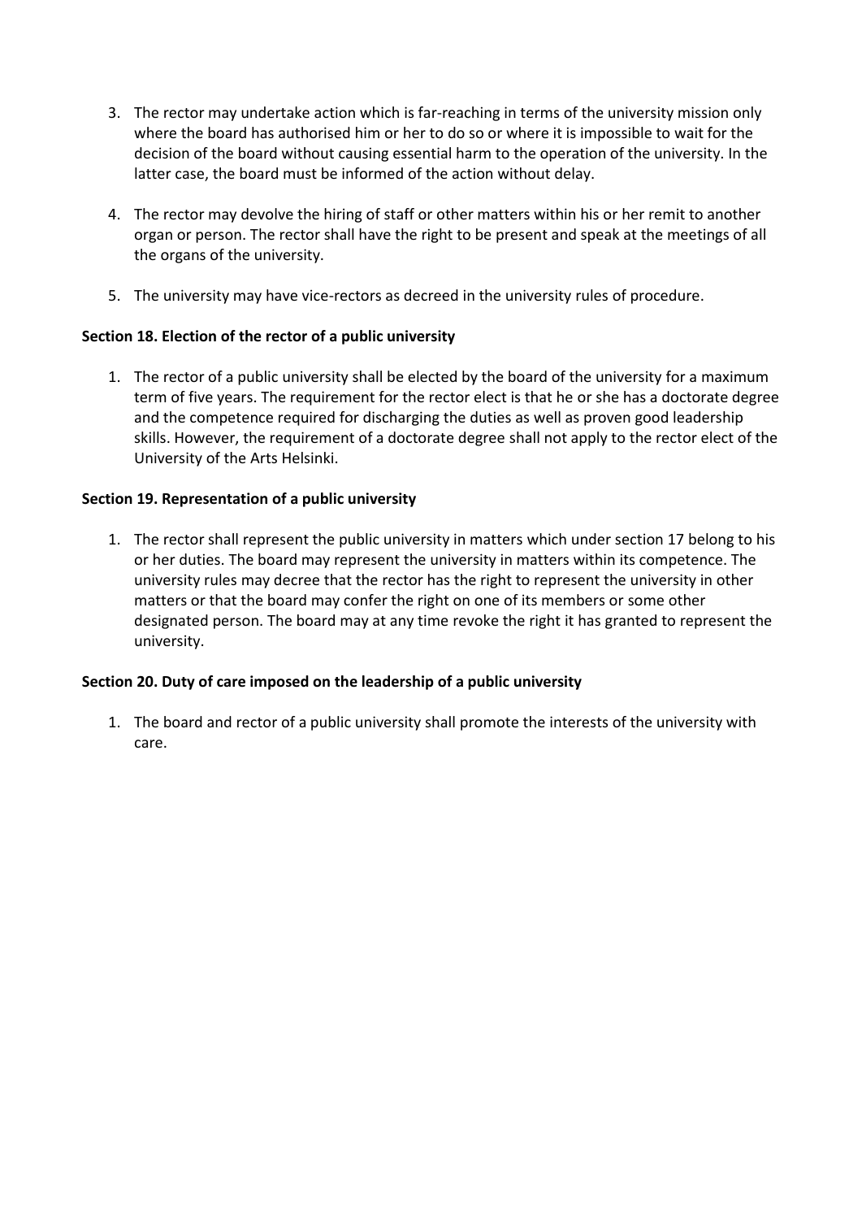3. The rector may undertake action which is far-reaching in terms of the university mission only where the board has authorised him or her to do so or where it is impossible to wait for the decision of the board without causing essential harm to the operation of the university. In the latter case, the board must be informed of the action without delay.

4. The rector may devolve the hiring of staff or other matters within his or her remit to another organ or person. The rector shall have the right to be present and speak at the meetings of all the organs of the university.

5. The university may have vice-rectors as decreed in the university rules of procedure.

**Section 18. Election of the rector of a public university**

1. The rector of a public university shall be elected by the board of the university for a maximum term of five years. The requirement for the rector elect is that he or she has a doctorate degree and the competence required for discharging the duties as well as proven good leadership skills. However, the requirement of a doctorate degree shall not apply to the rector elect of the University of the Arts Helsinki.

**Section 19. Representation of a public university**

1. The rector shall represent the public university in matters which under section 17 belong to his or her duties. The board may represent the university in matters within its competence. The university rules may decree that the rector has the right to represent the university in other matters or that the board may confer the right on one of its members or some other designated person. The board may at any time revoke the right it has granted to represent the university.

**Section 20. Duty of care imposed on the leadership of a public university**

1. The board and rector of a public university shall promote the interests of the university with care.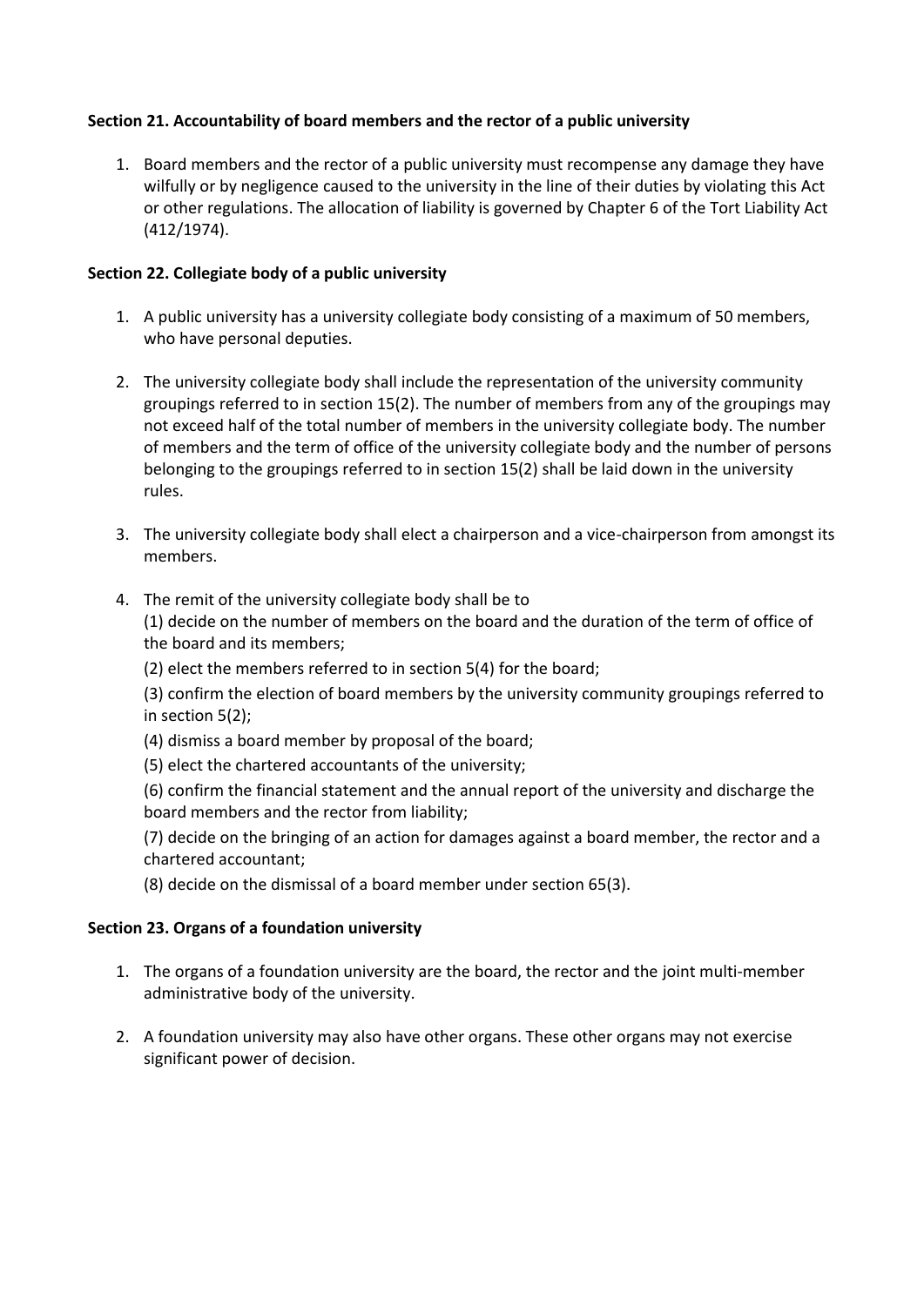**Section 21. Accountability of board members and the rector of a public university**

1. Board members and the rector of a public university must recompense any damage they have wilfully or by negligence caused to the university in the line of their duties by violating this Act or other regulations. The allocation of liability is governed by Chapter 6 of the Tort Liability Act (412/1974).

**Section 22. Collegiate body of a public university**

1. A public university has a university collegiate body consisting of a maximum of 50 members, who have personal deputies.

2. The university collegiate body shall include the representation of the university community groupings referred to in section 15(2). The number of members from any of the groupings may not exceed half of the total number of members in the university collegiate body. The number of members and the term of office of the university collegiate body and the number of persons belonging to the groupings referred to in section 15(2) shall be laid down in the university rules.

3. The university collegiate body shall elect a chairperson and a vice-chairperson from amongst its members.

4. The remit of the university collegiate body shall be to
   (1) decide on the number of members on the board and the duration of the term of office of the board and its members;
   (2) elect the members referred to in section 5(4) for the board;
   (3) confirm the election of board members by the university community groupings referred to in section 5(2);
   (4) dismiss a board member by proposal of the board;
   (5) elect the chartered accountants of the university;
   (6) confirm the financial statement and the annual report of the university and discharge the board members and the rector from liability;
   (7) decide on the bringing of an action for damages against a board member, the rector and a chartered accountant;
   (8) decide on the dismissal of a board member under section 65(3).

**Section 23. Organs of a foundation university**

1. The organs of a foundation university are the board, the rector and the joint multi-member administrative body of the university.

2. A foundation university may also have other organs. These other organs may not exercise significant power of decision.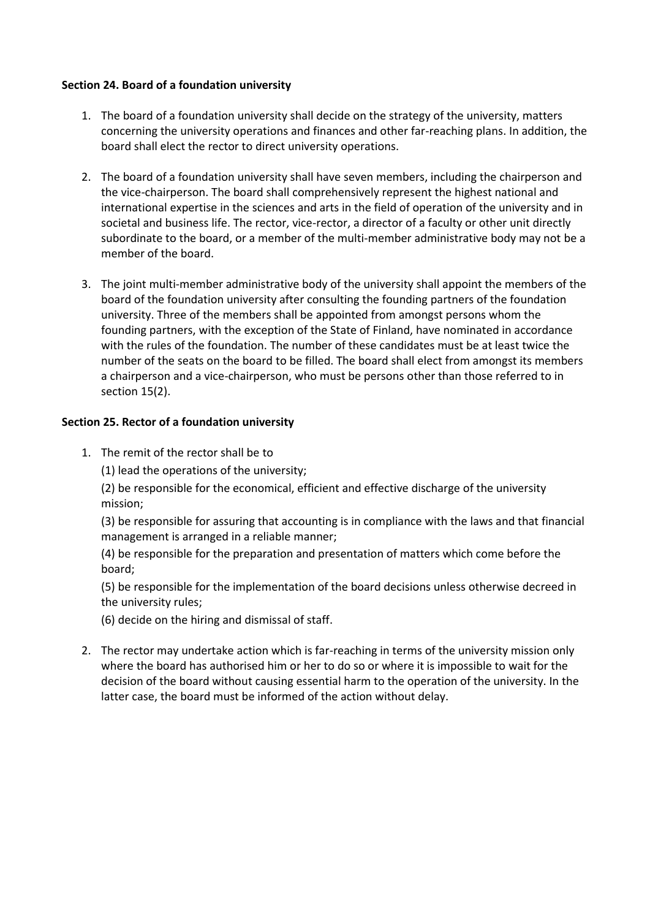**Section 24. Board of a foundation university**

1. The board of a foundation university shall decide on the strategy of the university, matters concerning the university operations and finances and other far-reaching plans. In addition, the board shall elect the rector to direct university operations.

2. The board of a foundation university shall have seven members, including the chairperson and the vice-chairperson. The board shall comprehensively represent the highest national and international expertise in the sciences and arts in the field of operation of the university and in societal and business life. The rector, vice-rector, a director of a faculty or other unit directly subordinate to the board, or a member of the multi-member administrative body may not be a member of the board.

3. The joint multi-member administrative body of the university shall appoint the members of the board of the foundation university after consulting the founding partners of the foundation university. Three of the members shall be appointed from amongst persons whom the founding partners, with the exception of the State of Finland, have nominated in accordance with the rules of the foundation. The number of these candidates must be at least twice the number of the seats on the board to be filled. The board shall elect from amongst its members a chairperson and a vice-chairperson, who must be persons other than those referred to in section 15(2).

**Section 25. Rector of a foundation university**

1. The remit of the rector shall be to

   (1) lead the operations of the university;

   (2) be responsible for the economical, efficient and effective discharge of the university mission;

   (3) be responsible for assuring that accounting is in compliance with the laws and that financial management is arranged in a reliable manner;

   (4) be responsible for the preparation and presentation of matters which come before the board;

   (5) be responsible for the implementation of the board decisions unless otherwise decreed in the university rules;

   (6) decide on the hiring and dismissal of staff.

2. The rector may undertake action which is far-reaching in terms of the university mission only where the board has authorised him or her to do so or where it is impossible to wait for the decision of the board without causing essential harm to the operation of the university. In the latter case, the board must be informed of the action without delay.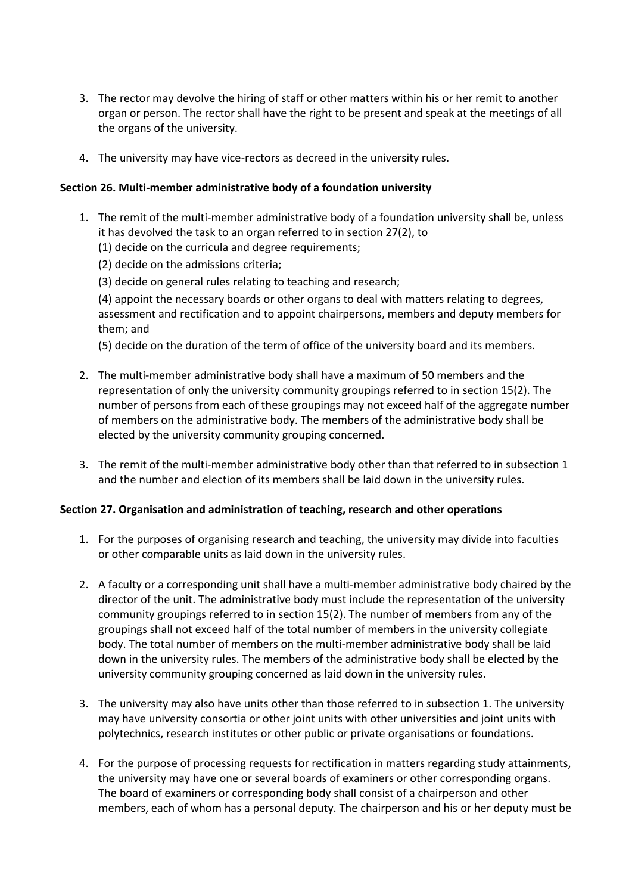3. The rector may devolve the hiring of staff or other matters within his or her remit to another organ or person. The rector shall have the right to be present and speak at the meetings of all the organs of the university.

4. The university may have vice-rectors as decreed in the university rules.

**Section 26. Multi-member administrative body of a foundation university**

1. The remit of the multi-member administrative body of a foundation university shall be, unless it has devolved the task to an organ referred to in section 27(2), to
   (1) decide on the curricula and degree requirements;
   (2) decide on the admissions criteria;
   (3) decide on general rules relating to teaching and research;
   (4) appoint the necessary boards or other organs to deal with matters relating to degrees, assessment and rectification and to appoint chairpersons, members and deputy members for them; and
   (5) decide on the duration of the term of office of the university board and its members.

2. The multi-member administrative body shall have a maximum of 50 members and the representation of only the university community groupings referred to in section 15(2). The number of persons from each of these groupings may not exceed half of the aggregate number of members on the administrative body. The members of the administrative body shall be elected by the university community grouping concerned.

3. The remit of the multi-member administrative body other than that referred to in subsection 1 and the number and election of its members shall be laid down in the university rules.

**Section 27. Organisation and administration of teaching, research and other operations**

1. For the purposes of organising research and teaching, the university may divide into faculties or other comparable units as laid down in the university rules.

2. A faculty or a corresponding unit shall have a multi-member administrative body chaired by the director of the unit. The administrative body must include the representation of the university community groupings referred to in section 15(2). The number of members from any of the groupings shall not exceed half of the total number of members in the university collegiate body. The total number of members on the multi-member administrative body shall be laid down in the university rules. The members of the administrative body shall be elected by the university community grouping concerned as laid down in the university rules.

3. The university may also have units other than those referred to in subsection 1. The university may have university consortia or other joint units with other universities and joint units with polytechnics, research institutes or other public or private organisations or foundations.

4. For the purpose of processing requests for rectification in matters regarding study attainments, the university may have one or several boards of examiners or other corresponding organs. The board of examiners or corresponding body shall consist of a chairperson and other members, each of whom has a personal deputy. The chairperson and his or her deputy must be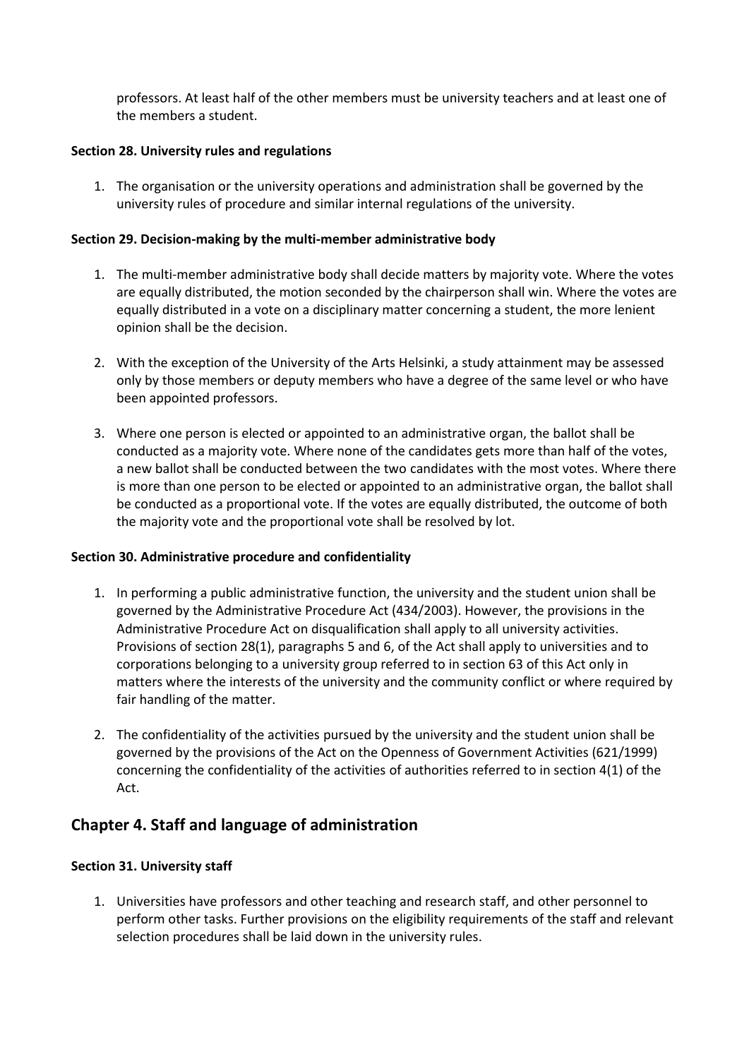professors. At least half of the other members must be university teachers and at least one of the members a student.

**Section 28. University rules and regulations**

1. The organisation or the university operations and administration shall be governed by the university rules of procedure and similar internal regulations of the university.

**Section 29. Decision-making by the multi-member administrative body**

1. The multi-member administrative body shall decide matters by majority vote. Where the votes are equally distributed, the motion seconded by the chairperson shall win. Where the votes are equally distributed in a vote on a disciplinary matter concerning a student, the more lenient opinion shall be the decision.

2. With the exception of the University of the Arts Helsinki, a study attainment may be assessed only by those members or deputy members who have a degree of the same level or who have been appointed professors.

3. Where one person is elected or appointed to an administrative organ, the ballot shall be conducted as a majority vote. Where none of the candidates gets more than half of the votes, a new ballot shall be conducted between the two candidates with the most votes. Where there is more than one person to be elected or appointed to an administrative organ, the ballot shall be conducted as a proportional vote. If the votes are equally distributed, the outcome of both the majority vote and the proportional vote shall be resolved by lot.

**Section 30. Administrative procedure and confidentiality**

1. In performing a public administrative function, the university and the student union shall be governed by the Administrative Procedure Act (434/2003). However, the provisions in the Administrative Procedure Act on disqualification shall apply to all university activities. Provisions of section 28(1), paragraphs 5 and 6, of the Act shall apply to universities and to corporations belonging to a university group referred to in section 63 of this Act only in matters where the interests of the university and the community conflict or where required by fair handling of the matter.

2. The confidentiality of the activities pursued by the university and the student union shall be governed by the provisions of the Act on the Openness of Government Activities (621/1999) concerning the confidentiality of the activities of authorities referred to in section 4(1) of the Act.

## Chapter 4. Staff and language of administration

**Section 31. University staff**

1. Universities have professors and other teaching and research staff, and other personnel to perform other tasks. Further provisions on the eligibility requirements of the staff and relevant selection procedures shall be laid down in the university rules.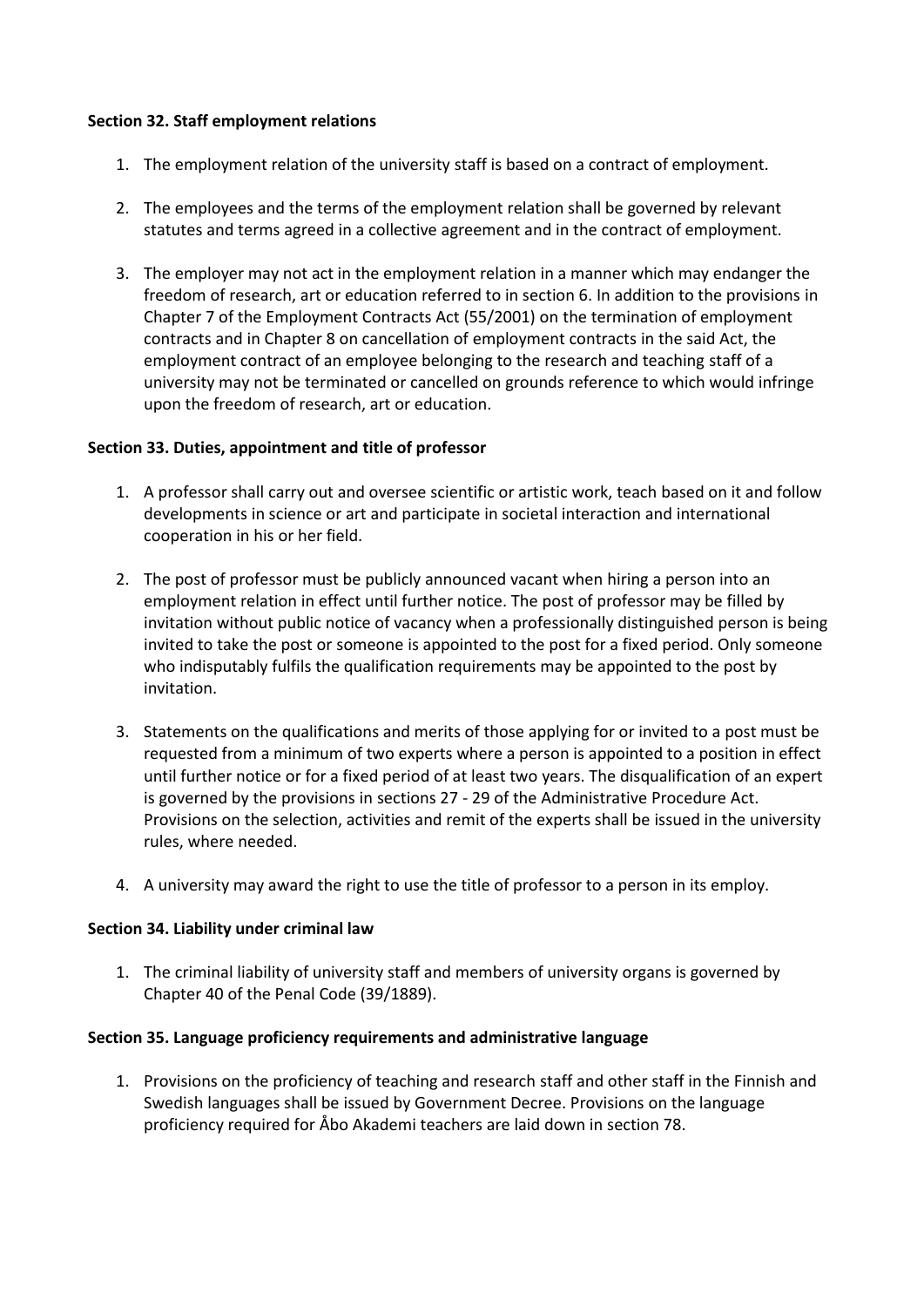**Section 32. Staff employment relations**

1. The employment relation of the university staff is based on a contract of employment.

2. The employees and the terms of the employment relation shall be governed by relevant statutes and terms agreed in a collective agreement and in the contract of employment.

3. The employer may not act in the employment relation in a manner which may endanger the freedom of research, art or education referred to in section 6. In addition to the provisions in Chapter 7 of the Employment Contracts Act (55/2001) on the termination of employment contracts and in Chapter 8 on cancellation of employment contracts in the said Act, the employment contract of an employee belonging to the research and teaching staff of a university may not be terminated or cancelled on grounds reference to which would infringe upon the freedom of research, art or education.

**Section 33. Duties, appointment and title of professor**

1. A professor shall carry out and oversee scientific or artistic work, teach based on it and follow developments in science or art and participate in societal interaction and international cooperation in his or her field.

2. The post of professor must be publicly announced vacant when hiring a person into an employment relation in effect until further notice. The post of professor may be filled by invitation without public notice of vacancy when a professionally distinguished person is being invited to take the post or someone is appointed to the post for a fixed period. Only someone who indisputably fulfils the qualification requirements may be appointed to the post by invitation.

3. Statements on the qualifications and merits of those applying for or invited to a post must be requested from a minimum of two experts where a person is appointed to a position in effect until further notice or for a fixed period of at least two years. The disqualification of an expert is governed by the provisions in sections 27 - 29 of the Administrative Procedure Act. Provisions on the selection, activities and remit of the experts shall be issued in the university rules, where needed.

4. A university may award the right to use the title of professor to a person in its employ.

**Section 34. Liability under criminal law**

1. The criminal liability of university staff and members of university organs is governed by Chapter 40 of the Penal Code (39/1889).

**Section 35. Language proficiency requirements and administrative language**

1. Provisions on the proficiency of teaching and research staff and other staff in the Finnish and Swedish languages shall be issued by Government Decree. Provisions on the language proficiency required for Åbo Akademi teachers are laid down in section 78.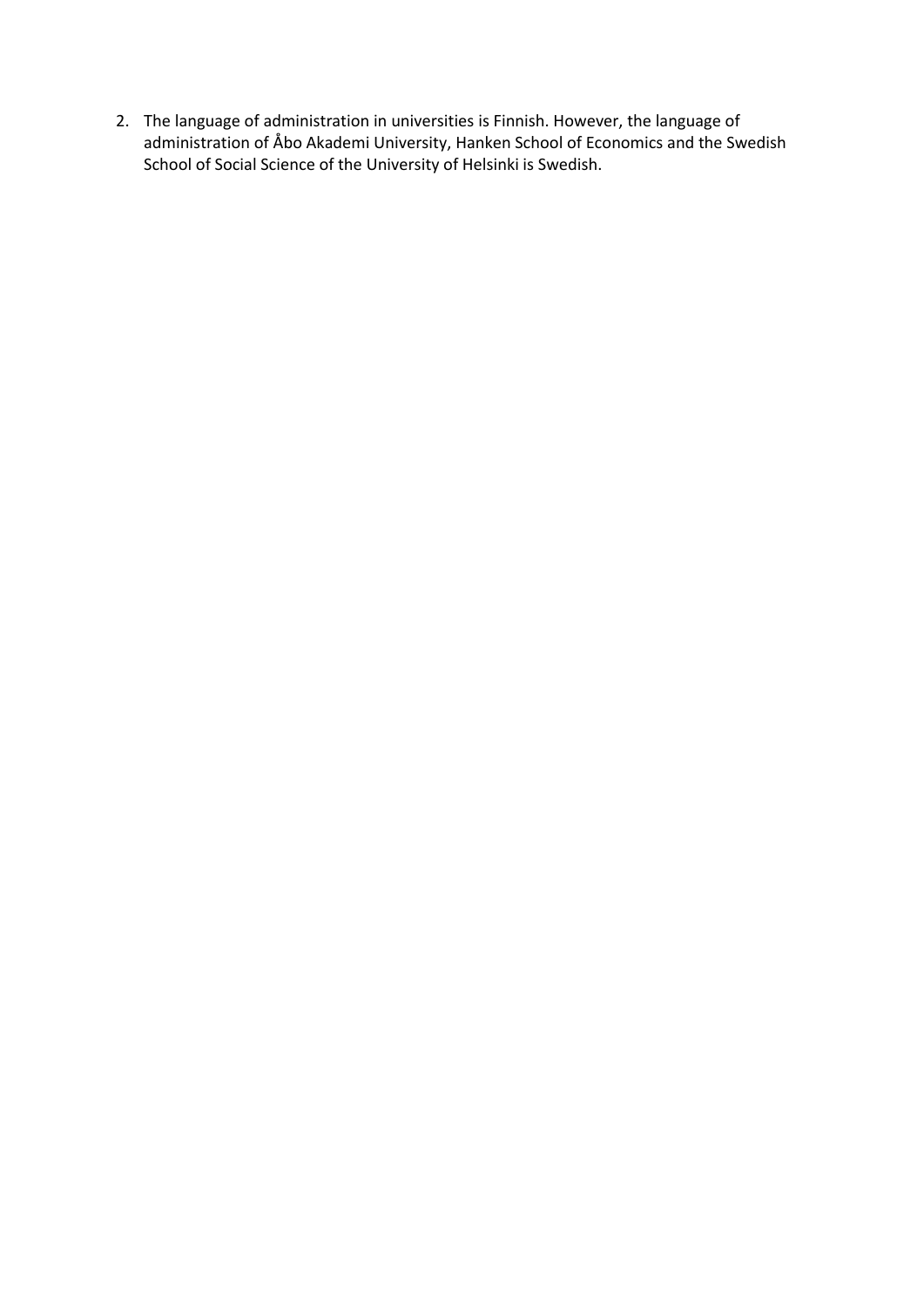2. The language of administration in universities is Finnish. However, the language of administration of Åbo Akademi University, Hanken School of Economics and the Swedish School of Social Science of the University of Helsinki is Swedish.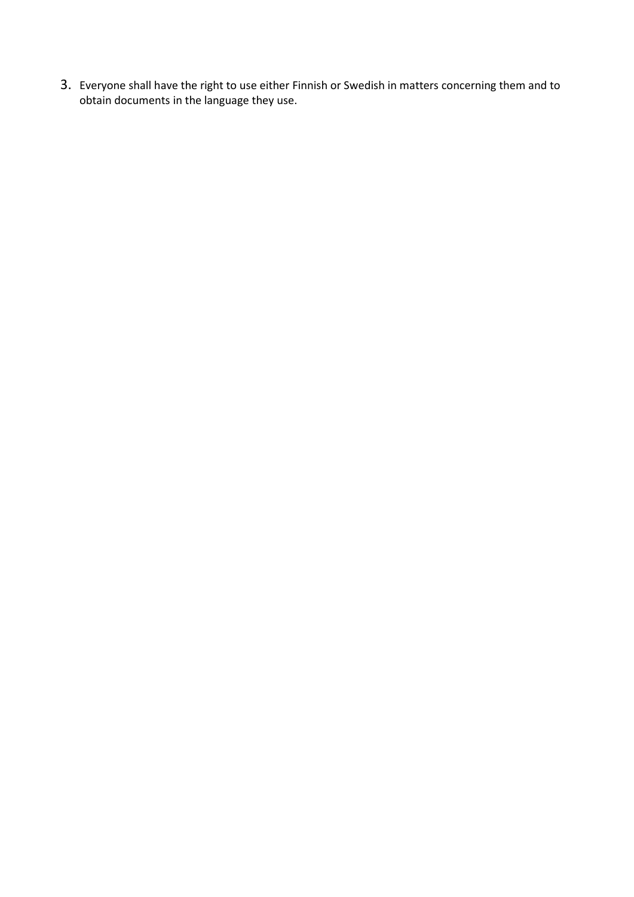3. Everyone shall have the right to use either Finnish or Swedish in matters concerning them and to obtain documents in the language they use.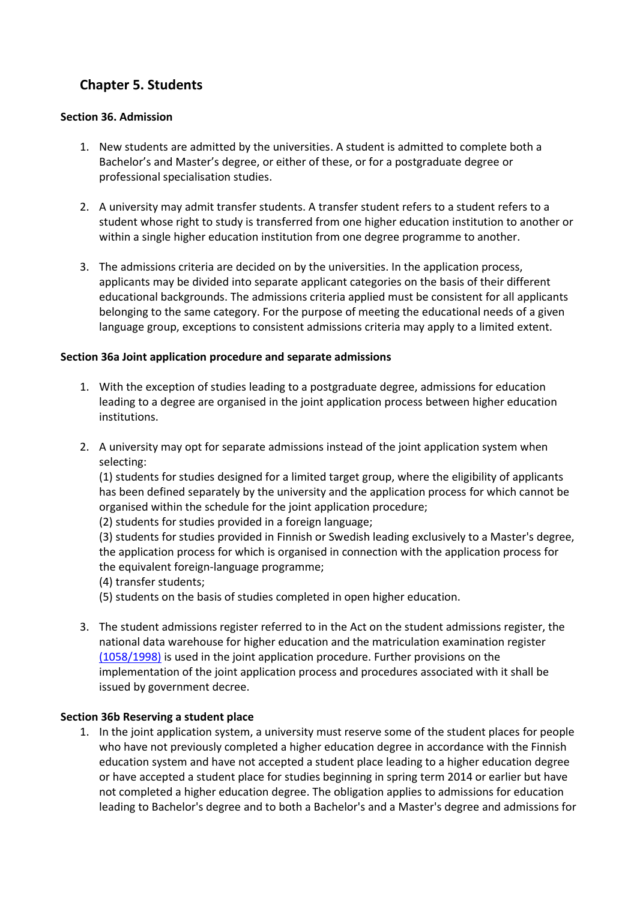## Chapter 5. Students

**Section 36. Admission**

1. New students are admitted by the universities. A student is admitted to complete both a Bachelor's and Master's degree, or either of these, or for a postgraduate degree or professional specialisation studies.

2. A university may admit transfer students. A transfer student refers to a student refers to a student whose right to study is transferred from one higher education institution to another or within a single higher education institution from one degree programme to another.

3. The admissions criteria are decided on by the universities. In the application process, applicants may be divided into separate applicant categories on the basis of their different educational backgrounds. The admissions criteria applied must be consistent for all applicants belonging to the same category. For the purpose of meeting the educational needs of a given language group, exceptions to consistent admissions criteria may apply to a limited extent.

**Section 36a Joint application procedure and separate admissions**

1. With the exception of studies leading to a postgraduate degree, admissions for education leading to a degree are organised in the joint application process between higher education institutions.

2. A university may opt for separate admissions instead of the joint application system when selecting:
   (1) students for studies designed for a limited target group, where the eligibility of applicants has been defined separately by the university and the application process for which cannot be organised within the schedule for the joint application procedure;
   (2) students for studies provided in a foreign language;
   (3) students for studies provided in Finnish or Swedish leading exclusively to a Master's degree, the application process for which is organised in connection with the application process for the equivalent foreign-language programme;
   (4) transfer students;
   (5) students on the basis of studies completed in open higher education.

3. The student admissions register referred to in the Act on the student admissions register, the national data warehouse for higher education and the matriculation examination register (1058/1998) is used in the joint application procedure. Further provisions on the implementation of the joint application process and procedures associated with it shall be issued by government decree.

**Section 36b Reserving a student place**

1. In the joint application system, a university must reserve some of the student places for people who have not previously completed a higher education degree in accordance with the Finnish education system and have not accepted a student place leading to a higher education degree or have accepted a student place for studies beginning in spring term 2014 or earlier but have not completed a higher education degree. The obligation applies to admissions for education leading to Bachelor's degree and to both a Bachelor's and a Master's degree and admissions for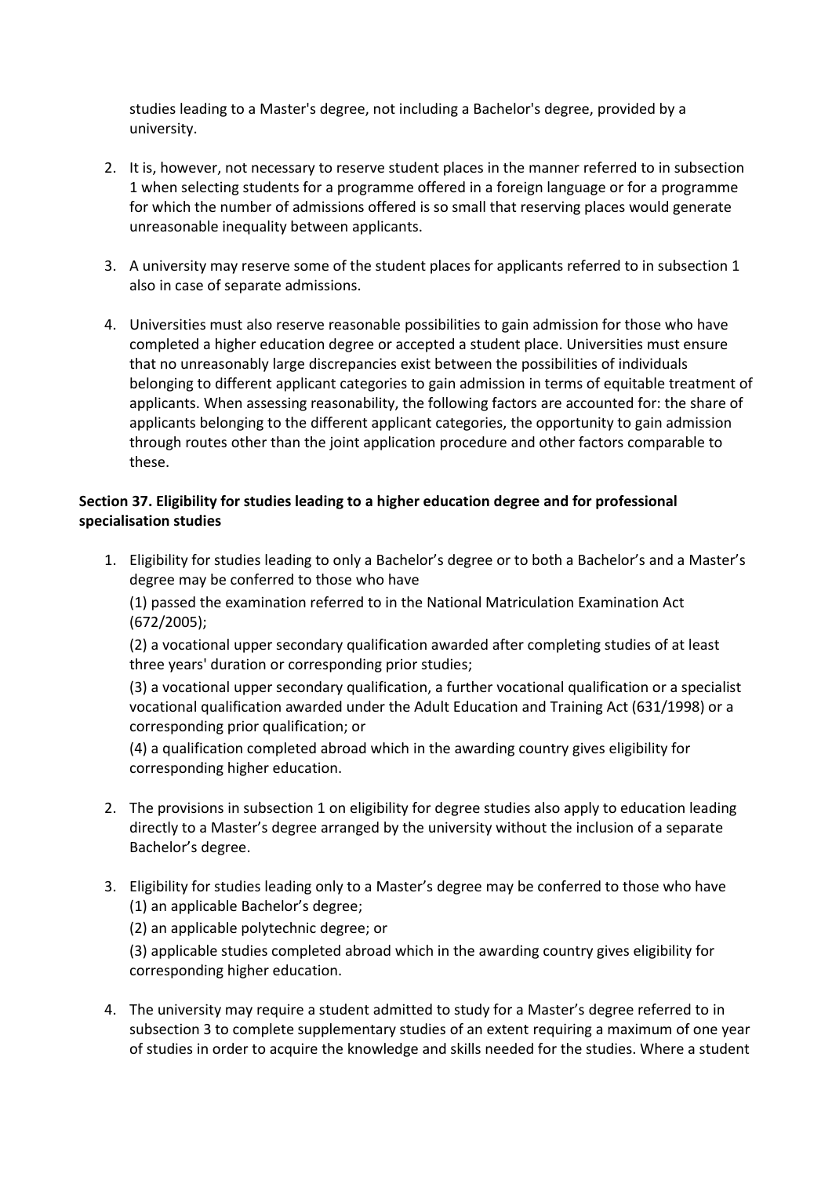studies leading to a Master's degree, not including a Bachelor's degree, provided by a university.

2. It is, however, not necessary to reserve student places in the manner referred to in subsection 1 when selecting students for a programme offered in a foreign language or for a programme for which the number of admissions offered is so small that reserving places would generate unreasonable inequality between applicants.

3. A university may reserve some of the student places for applicants referred to in subsection 1 also in case of separate admissions.

4. Universities must also reserve reasonable possibilities to gain admission for those who have completed a higher education degree or accepted a student place. Universities must ensure that no unreasonably large discrepancies exist between the possibilities of individuals belonging to different applicant categories to gain admission in terms of equitable treatment of applicants. When assessing reasonability, the following factors are accounted for: the share of applicants belonging to the different applicant categories, the opportunity to gain admission through routes other than the joint application procedure and other factors comparable to these.

**Section 37. Eligibility for studies leading to a higher education degree and for professional specialisation studies**

1. Eligibility for studies leading to only a Bachelor's degree or to both a Bachelor's and a Master's degree may be conferred to those who have

   (1) passed the examination referred to in the National Matriculation Examination Act (672/2005);

   (2) a vocational upper secondary qualification awarded after completing studies of at least three years' duration or corresponding prior studies;

   (3) a vocational upper secondary qualification, a further vocational qualification or a specialist vocational qualification awarded under the Adult Education and Training Act (631/1998) or a corresponding prior qualification; or

   (4) a qualification completed abroad which in the awarding country gives eligibility for corresponding higher education.

2. The provisions in subsection 1 on eligibility for degree studies also apply to education leading directly to a Master's degree arranged by the university without the inclusion of a separate Bachelor's degree.

3. Eligibility for studies leading only to a Master's degree may be conferred to those who have

   (1) an applicable Bachelor's degree;

   (2) an applicable polytechnic degree; or

   (3) applicable studies completed abroad which in the awarding country gives eligibility for corresponding higher education.

4. The university may require a student admitted to study for a Master's degree referred to in subsection 3 to complete supplementary studies of an extent requiring a maximum of one year of studies in order to acquire the knowledge and skills needed for the studies. Where a student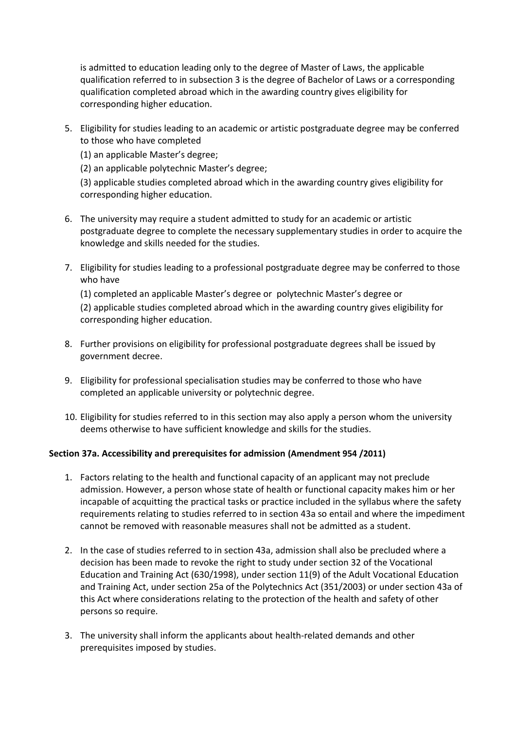is admitted to education leading only to the degree of Master of Laws, the applicable qualification referred to in subsection 3 is the degree of Bachelor of Laws or a corresponding qualification completed abroad which in the awarding country gives eligibility for corresponding higher education.

5. Eligibility for studies leading to an academic or artistic postgraduate degree may be conferred to those who have completed
   (1) an applicable Master's degree;
   (2) an applicable polytechnic Master's degree;
   (3) applicable studies completed abroad which in the awarding country gives eligibility for corresponding higher education.

6. The university may require a student admitted to study for an academic or artistic postgraduate degree to complete the necessary supplementary studies in order to acquire the knowledge and skills needed for the studies.

7. Eligibility for studies leading to a professional postgraduate degree may be conferred to those who have
   (1) completed an applicable Master's degree or polytechnic Master's degree or
   (2) applicable studies completed abroad which in the awarding country gives eligibility for corresponding higher education.

8. Further provisions on eligibility for professional postgraduate degrees shall be issued by government decree.

9. Eligibility for professional specialisation studies may be conferred to those who have completed an applicable university or polytechnic degree.

10. Eligibility for studies referred to in this section may also apply a person whom the university deems otherwise to have sufficient knowledge and skills for the studies.

**Section 37a. Accessibility and prerequisites for admission (Amendment 954 /2011)**

1. Factors relating to the health and functional capacity of an applicant may not preclude admission. However, a person whose state of health or functional capacity makes him or her incapable of acquitting the practical tasks or practice included in the syllabus where the safety requirements relating to studies referred to in section 43a so entail and where the impediment cannot be removed with reasonable measures shall not be admitted as a student.

2. In the case of studies referred to in section 43a, admission shall also be precluded where a decision has been made to revoke the right to study under section 32 of the Vocational Education and Training Act (630/1998), under section 11(9) of the Adult Vocational Education and Training Act, under section 25a of the Polytechnics Act (351/2003) or under section 43a of this Act where considerations relating to the protection of the health and safety of other persons so require.

3. The university shall inform the applicants about health-related demands and other prerequisites imposed by studies.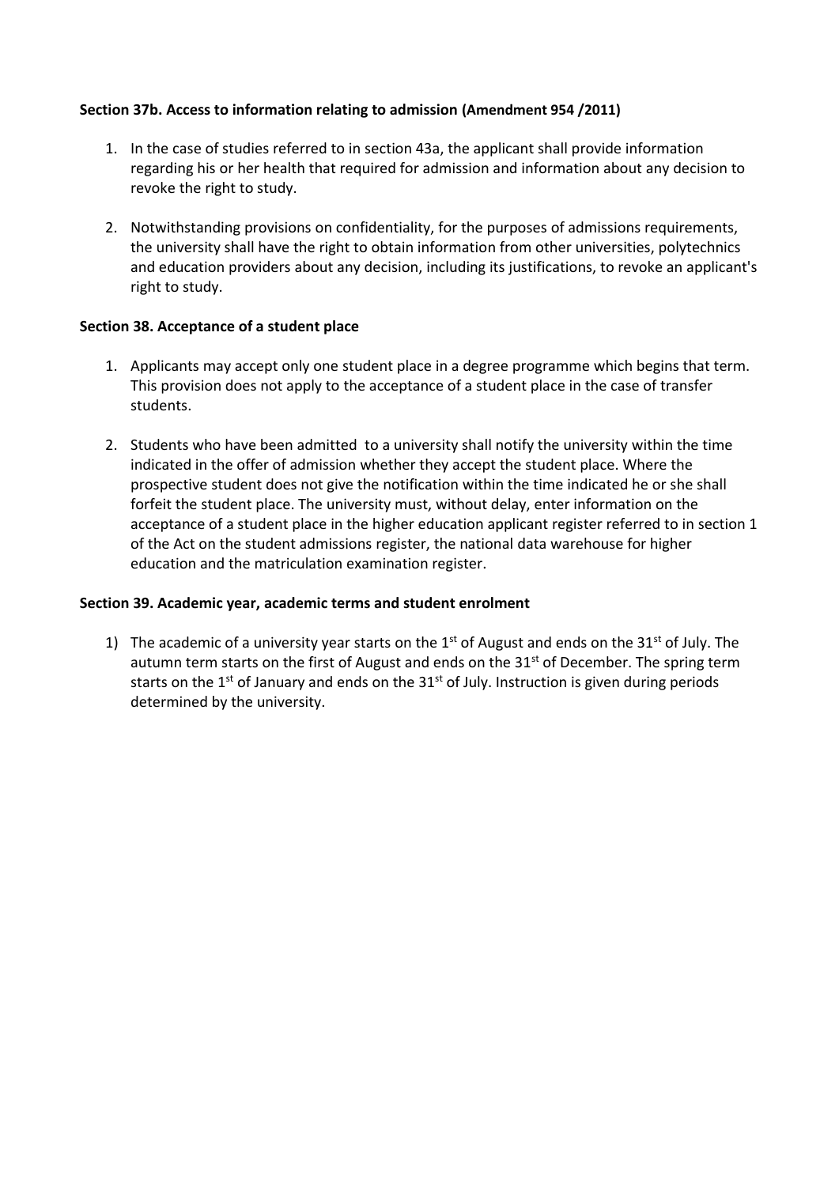**Section 37b. Access to information relating to admission (Amendment 954 /2011)**

1. In the case of studies referred to in section 43a, the applicant shall provide information regarding his or her health that required for admission and information about any decision to revoke the right to study.

2. Notwithstanding provisions on confidentiality, for the purposes of admissions requirements, the university shall have the right to obtain information from other universities, polytechnics and education providers about any decision, including its justifications, to revoke an applicant's right to study.

**Section 38. Acceptance of a student place**

1. Applicants may accept only one student place in a degree programme which begins that term. This provision does not apply to the acceptance of a student place in the case of transfer students.

2. Students who have been admitted to a university shall notify the university within the time indicated in the offer of admission whether they accept the student place. Where the prospective student does not give the notification within the time indicated he or she shall forfeit the student place. The university must, without delay, enter information on the acceptance of a student place in the higher education applicant register referred to in section 1 of the Act on the student admissions register, the national data warehouse for higher education and the matriculation examination register.

**Section 39. Academic year, academic terms and student enrolment**

1) The academic of a university year starts on the 1st of August and ends on the 31st of July. The autumn term starts on the first of August and ends on the 31st of December. The spring term starts on the 1st of January and ends on the 31st of July. Instruction is given during periods determined by the university.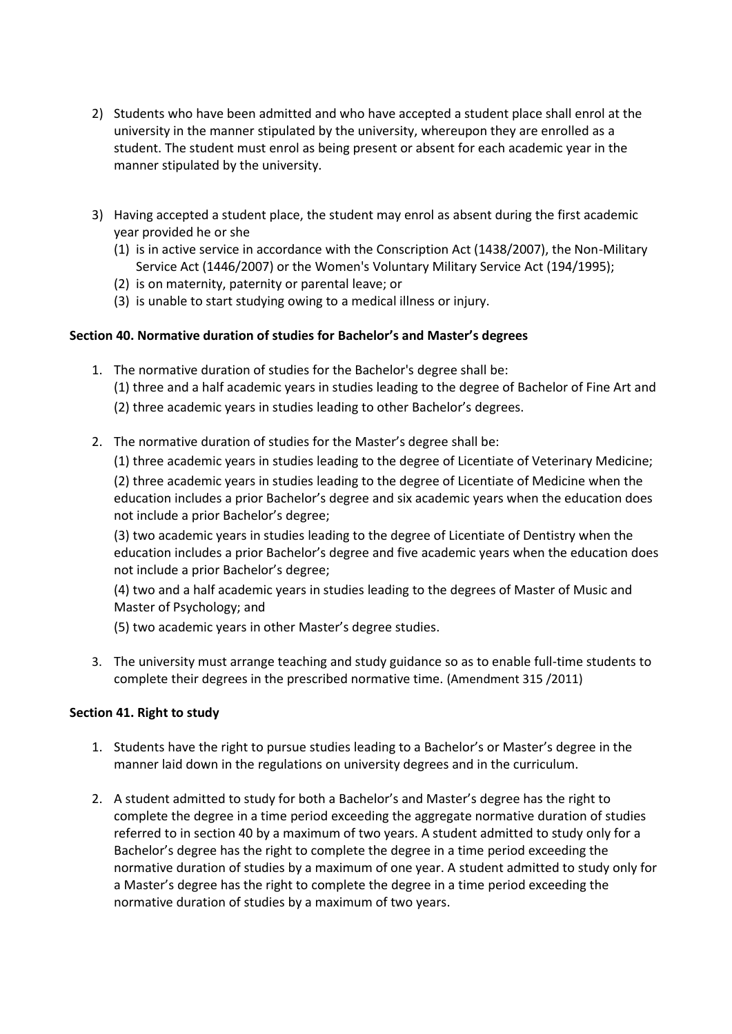2) Students who have been admitted and who have accepted a student place shall enrol at the university in the manner stipulated by the university, whereupon they are enrolled as a student. The student must enrol as being present or absent for each academic year in the manner stipulated by the university.

3) Having accepted a student place, the student may enrol as absent during the first academic year provided he or she
   (1) is in active service in accordance with the Conscription Act (1438/2007), the Non-Military Service Act (1446/2007) or the Women's Voluntary Military Service Act (194/1995);
   (2) is on maternity, paternity or parental leave; or
   (3) is unable to start studying owing to a medical illness or injury.

**Section 40. Normative duration of studies for Bachelor's and Master's degrees**

1. The normative duration of studies for the Bachelor's degree shall be:
   (1) three and a half academic years in studies leading to the degree of Bachelor of Fine Art and
   (2) three academic years in studies leading to other Bachelor's degrees.

2. The normative duration of studies for the Master's degree shall be:
   (1) three academic years in studies leading to the degree of Licentiate of Veterinary Medicine;
   (2) three academic years in studies leading to the degree of Licentiate of Medicine when the education includes a prior Bachelor's degree and six academic years when the education does not include a prior Bachelor's degree;
   (3) two academic years in studies leading to the degree of Licentiate of Dentistry when the education includes a prior Bachelor's degree and five academic years when the education does not include a prior Bachelor's degree;
   (4) two and a half academic years in studies leading to the degrees of Master of Music and Master of Psychology; and
   (5) two academic years in other Master's degree studies.

3. The university must arrange teaching and study guidance so as to enable full-time students to complete their degrees in the prescribed normative time. (Amendment 315 /2011)

**Section 41. Right to study**

1. Students have the right to pursue studies leading to a Bachelor's or Master's degree in the manner laid down in the regulations on university degrees and in the curriculum.

2. A student admitted to study for both a Bachelor's and Master's degree has the right to complete the degree in a time period exceeding the aggregate normative duration of studies referred to in section 40 by a maximum of two years. A student admitted to study only for a Bachelor's degree has the right to complete the degree in a time period exceeding the normative duration of studies by a maximum of one year. A student admitted to study only for a Master's degree has the right to complete the degree in a time period exceeding the normative duration of studies by a maximum of two years.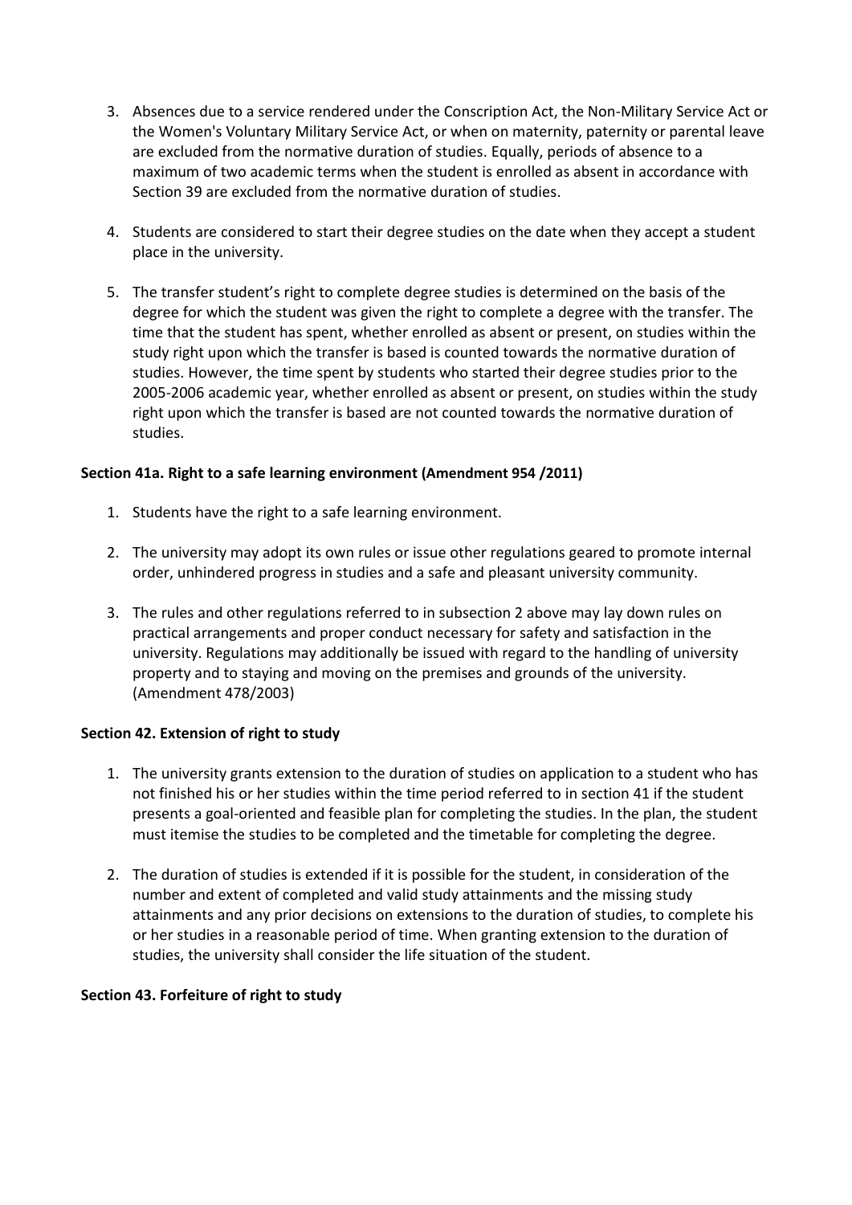3. Absences due to a service rendered under the Conscription Act, the Non-Military Service Act or the Women's Voluntary Military Service Act, or when on maternity, paternity or parental leave are excluded from the normative duration of studies. Equally, periods of absence to a maximum of two academic terms when the student is enrolled as absent in accordance with Section 39 are excluded from the normative duration of studies.

4. Students are considered to start their degree studies on the date when they accept a student place in the university.

5. The transfer student's right to complete degree studies is determined on the basis of the degree for which the student was given the right to complete a degree with the transfer. The time that the student has spent, whether enrolled as absent or present, on studies within the study right upon which the transfer is based is counted towards the normative duration of studies. However, the time spent by students who started their degree studies prior to the 2005-2006 academic year, whether enrolled as absent or present, on studies within the study right upon which the transfer is based are not counted towards the normative duration of studies.

**Section 41a. Right to a safe learning environment (Amendment 954 /2011)**

1. Students have the right to a safe learning environment.

2. The university may adopt its own rules or issue other regulations geared to promote internal order, unhindered progress in studies and a safe and pleasant university community.

3. The rules and other regulations referred to in subsection 2 above may lay down rules on practical arrangements and proper conduct necessary for safety and satisfaction in the university. Regulations may additionally be issued with regard to the handling of university property and to staying and moving on the premises and grounds of the university. (Amendment 478/2003)

**Section 42. Extension of right to study**

1. The university grants extension to the duration of studies on application to a student who has not finished his or her studies within the time period referred to in section 41 if the student presents a goal-oriented and feasible plan for completing the studies. In the plan, the student must itemise the studies to be completed and the timetable for completing the degree.

2. The duration of studies is extended if it is possible for the student, in consideration of the number and extent of completed and valid study attainments and the missing study attainments and any prior decisions on extensions to the duration of studies, to complete his or her studies in a reasonable period of time. When granting extension to the duration of studies, the university shall consider the life situation of the student.

**Section 43. Forfeiture of right to study**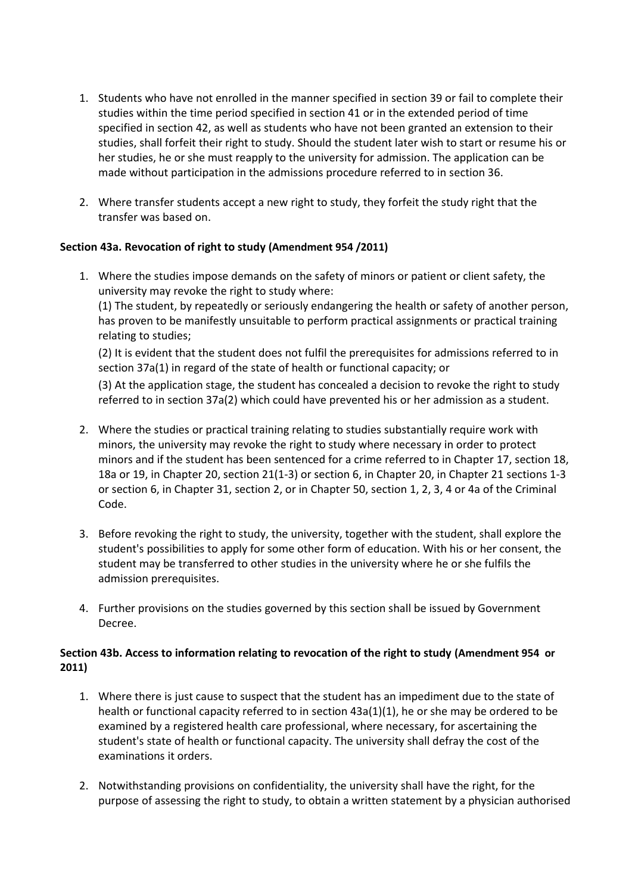1. Students who have not enrolled in the manner specified in section 39 or fail to complete their studies within the time period specified in section 41 or in the extended period of time specified in section 42, as well as students who have not been granted an extension to their studies, shall forfeit their right to study. Should the student later wish to start or resume his or her studies, he or she must reapply to the university for admission. The application can be made without participation in the admissions procedure referred to in section 36.

2. Where transfer students accept a new right to study, they forfeit the study right that the transfer was based on.

**Section 43a. Revocation of right to study (Amendment 954 /2011)**

1. Where the studies impose demands on the safety of minors or patient or client safety, the university may revoke the right to study where:
   (1) The student, by repeatedly or seriously endangering the health or safety of another person, has proven to be manifestly unsuitable to perform practical assignments or practical training relating to studies;
   (2) It is evident that the student does not fulfil the prerequisites for admissions referred to in section 37a(1) in regard of the state of health or functional capacity; or
   (3) At the application stage, the student has concealed a decision to revoke the right to study referred to in section 37a(2) which could have prevented his or her admission as a student.

2. Where the studies or practical training relating to studies substantially require work with minors, the university may revoke the right to study where necessary in order to protect minors and if the student has been sentenced for a crime referred to in Chapter 17, section 18, 18a or 19, in Chapter 20, section 21(1-3) or section 6, in Chapter 20, in Chapter 21 sections 1-3 or section 6, in Chapter 31, section 2, or in Chapter 50, section 1, 2, 3, 4 or 4a of the Criminal Code.

3. Before revoking the right to study, the university, together with the student, shall explore the student's possibilities to apply for some other form of education. With his or her consent, the student may be transferred to other studies in the university where he or she fulfils the admission prerequisites.

4. Further provisions on the studies governed by this section shall be issued by Government Decree.

**Section 43b. Access to information relating to revocation of the right to study (Amendment 954 or 2011)**

1. Where there is just cause to suspect that the student has an impediment due to the state of health or functional capacity referred to in section 43a(1)(1), he or she may be ordered to be examined by a registered health care professional, where necessary, for ascertaining the student's state of health or functional capacity. The university shall defray the cost of the examinations it orders.

2. Notwithstanding provisions on confidentiality, the university shall have the right, for the purpose of assessing the right to study, to obtain a written statement by a physician authorised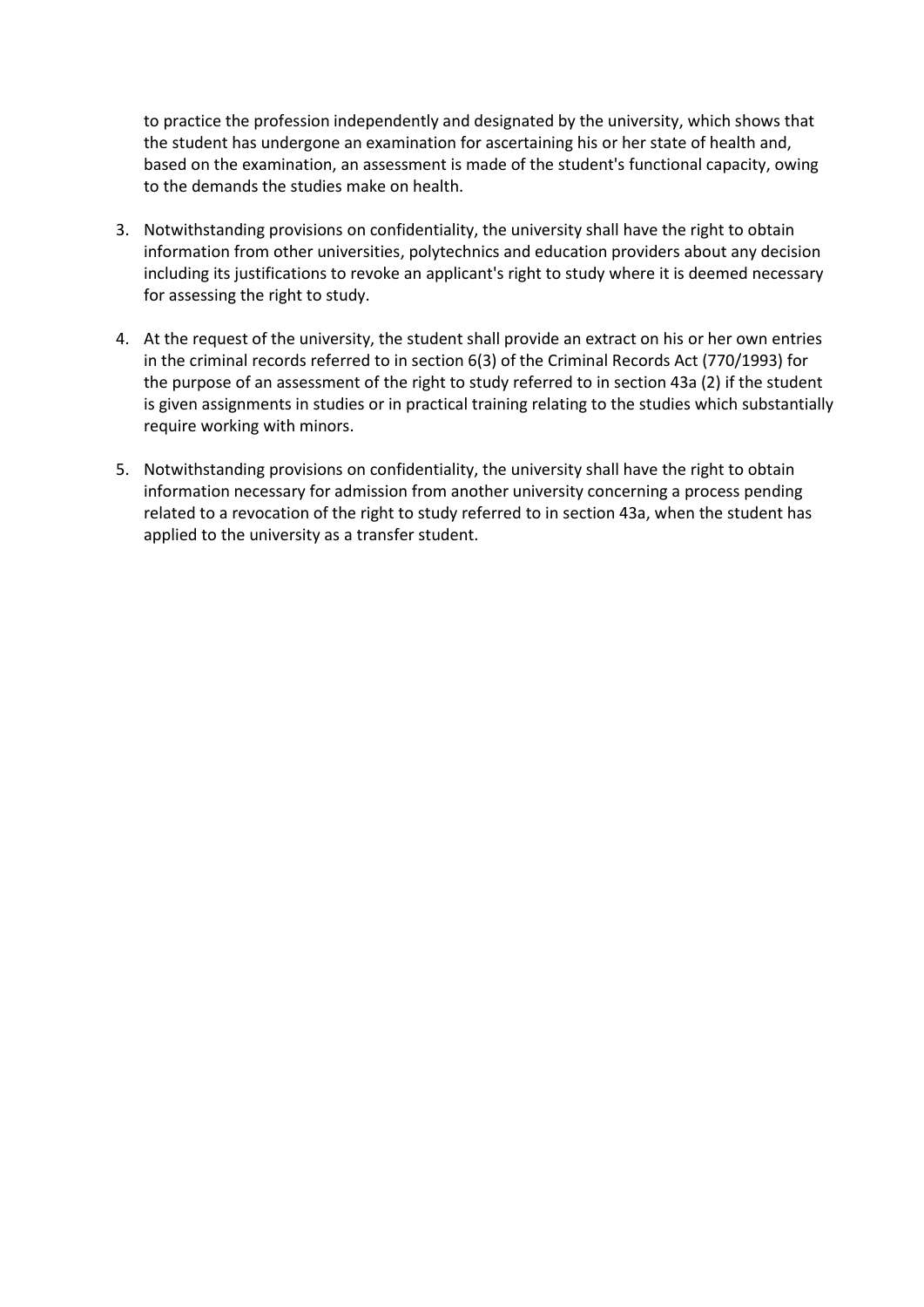to practice the profession independently and designated by the university, which shows that the student has undergone an examination for ascertaining his or her state of health and, based on the examination, an assessment is made of the student's functional capacity, owing to the demands the studies make on health.

3. Notwithstanding provisions on confidentiality, the university shall have the right to obtain information from other universities, polytechnics and education providers about any decision including its justifications to revoke an applicant's right to study where it is deemed necessary for assessing the right to study.

4. At the request of the university, the student shall provide an extract on his or her own entries in the criminal records referred to in section 6(3) of the Criminal Records Act (770/1993) for the purpose of an assessment of the right to study referred to in section 43a (2) if the student is given assignments in studies or in practical training relating to the studies which substantially require working with minors.

5. Notwithstanding provisions on confidentiality, the university shall have the right to obtain information necessary for admission from another university concerning a process pending related to a revocation of the right to study referred to in section 43a, when the student has applied to the university as a transfer student.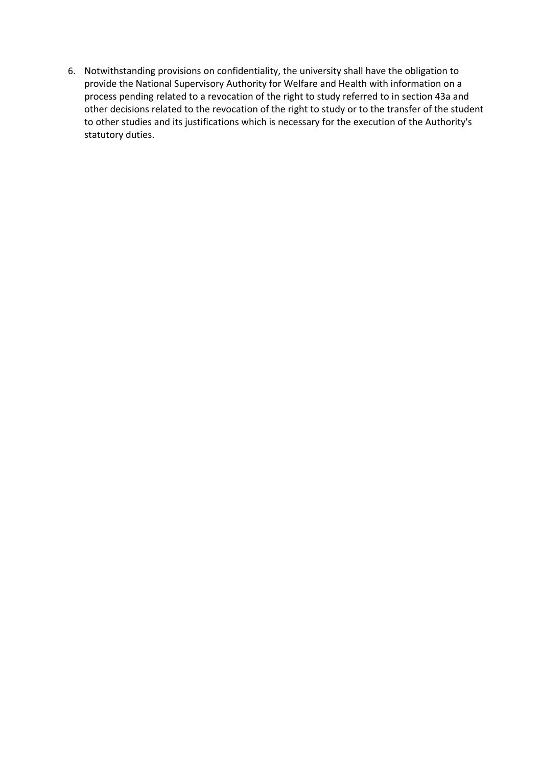6. Notwithstanding provisions on confidentiality, the university shall have the obligation to provide the National Supervisory Authority for Welfare and Health with information on a process pending related to a revocation of the right to study referred to in section 43a and other decisions related to the revocation of the right to study or to the transfer of the student to other studies and its justifications which is necessary for the execution of the Authority's statutory duties.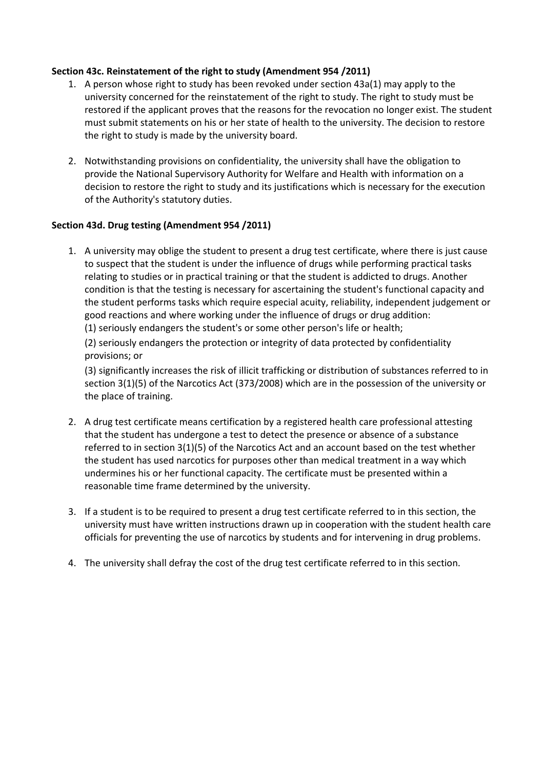**Section 43c. Reinstatement of the right to study (Amendment 954 /2011)**

1. A person whose right to study has been revoked under section 43a(1) may apply to the university concerned for the reinstatement of the right to study. The right to study must be restored if the applicant proves that the reasons for the revocation no longer exist. The student must submit statements on his or her state of health to the university. The decision to restore the right to study is made by the university board.

2. Notwithstanding provisions on confidentiality, the university shall have the obligation to provide the National Supervisory Authority for Welfare and Health with information on a decision to restore the right to study and its justifications which is necessary for the execution of the Authority's statutory duties.

**Section 43d. Drug testing (Amendment 954 /2011)**

1. A university may oblige the student to present a drug test certificate, where there is just cause to suspect that the student is under the influence of drugs while performing practical tasks relating to studies or in practical training or that the student is addicted to drugs. Another condition is that the testing is necessary for ascertaining the student's functional capacity and the student performs tasks which require especial acuity, reliability, independent judgement or good reactions and where working under the influence of drugs or drug addition:
   (1) seriously endangers the student's or some other person's life or health;
   
   (2) seriously endangers the protection or integrity of data protected by confidentiality provisions; or
   
   (3) significantly increases the risk of illicit trafficking or distribution of substances referred to in section 3(1)(5) of the Narcotics Act (373/2008) which are in the possession of the university or the place of training.

2. A drug test certificate means certification by a registered health care professional attesting that the student has undergone a test to detect the presence or absence of a substance referred to in section 3(1)(5) of the Narcotics Act and an account based on the test whether the student has used narcotics for purposes other than medical treatment in a way which undermines his or her functional capacity. The certificate must be presented within a reasonable time frame determined by the university.

3. If a student is to be required to present a drug test certificate referred to in this section, the university must have written instructions drawn up in cooperation with the student health care officials for preventing the use of narcotics by students and for intervening in drug problems.

4. The university shall defray the cost of the drug test certificate referred to in this section.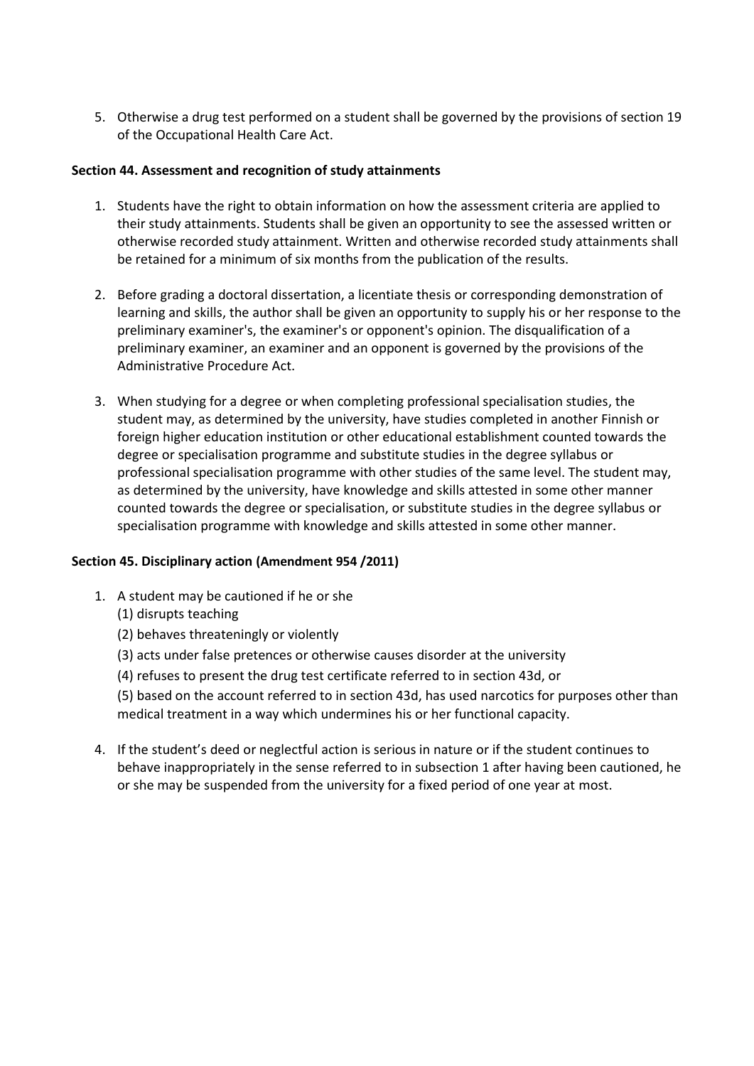5. Otherwise a drug test performed on a student shall be governed by the provisions of section 19 of the Occupational Health Care Act.

**Section 44. Assessment and recognition of study attainments**

1. Students have the right to obtain information on how the assessment criteria are applied to their study attainments. Students shall be given an opportunity to see the assessed written or otherwise recorded study attainment. Written and otherwise recorded study attainments shall be retained for a minimum of six months from the publication of the results.

2. Before grading a doctoral dissertation, a licentiate thesis or corresponding demonstration of learning and skills, the author shall be given an opportunity to supply his or her response to the preliminary examiner's, the examiner's or opponent's opinion. The disqualification of a preliminary examiner, an examiner and an opponent is governed by the provisions of the Administrative Procedure Act.

3. When studying for a degree or when completing professional specialisation studies, the student may, as determined by the university, have studies completed in another Finnish or foreign higher education institution or other educational establishment counted towards the degree or specialisation programme and substitute studies in the degree syllabus or professional specialisation programme with other studies of the same level. The student may, as determined by the university, have knowledge and skills attested in some other manner counted towards the degree or specialisation, or substitute studies in the degree syllabus or specialisation programme with knowledge and skills attested in some other manner.

**Section 45. Disciplinary action (Amendment 954 /2011)**

1. A student may be cautioned if he or she
   (1) disrupts teaching
   (2) behaves threateningly or violently
   (3) acts under false pretences or otherwise causes disorder at the university
   (4) refuses to present the drug test certificate referred to in section 43d, or
   (5) based on the account referred to in section 43d, has used narcotics for purposes other than medical treatment in a way which undermines his or her functional capacity.

4. If the student's deed or neglectful action is serious in nature or if the student continues to behave inappropriately in the sense referred to in subsection 1 after having been cautioned, he or she may be suspended from the university for a fixed period of one year at most.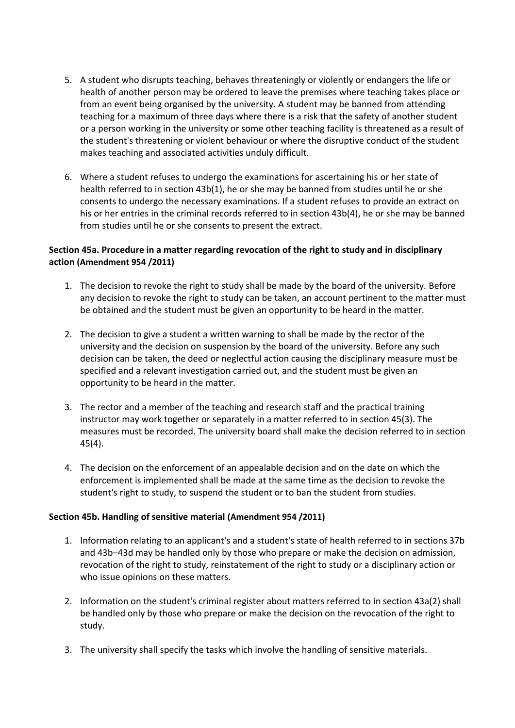5. A student who disrupts teaching, behaves threateningly or violently or endangers the life or health of another person may be ordered to leave the premises where teaching takes place or from an event being organised by the university. A student may be banned from attending teaching for a maximum of three days where there is a risk that the safety of another student or a person working in the university or some other teaching facility is threatened as a result of the student's threatening or violent behaviour or where the disruptive conduct of the student makes teaching and associated activities unduly difficult.

6. Where a student refuses to undergo the examinations for ascertaining his or her state of health referred to in section 43b(1), he or she may be banned from studies until he or she consents to undergo the necessary examinations. If a student refuses to provide an extract on his or her entries in the criminal records referred to in section 43b(4), he or she may be banned from studies until he or she consents to present the extract.

**Section 45a. Procedure in a matter regarding revocation of the right to study and in disciplinary action (Amendment 954 /2011)**

1. The decision to revoke the right to study shall be made by the board of the university. Before any decision to revoke the right to study can be taken, an account pertinent to the matter must be obtained and the student must be given an opportunity to be heard in the matter.

2. The decision to give a student a written warning to shall be made by the rector of the university and the decision on suspension by the board of the university. Before any such decision can be taken, the deed or neglectful action causing the disciplinary measure must be specified and a relevant investigation carried out, and the student must be given an opportunity to be heard in the matter.

3. The rector and a member of the teaching and research staff and the practical training instructor may work together or separately in a matter referred to in section 45(3). The measures must be recorded. The university board shall make the decision referred to in section 45(4).

4. The decision on the enforcement of an appealable decision and on the date on which the enforcement is implemented shall be made at the same time as the decision to revoke the student's right to study, to suspend the student or to ban the student from studies.

**Section 45b. Handling of sensitive material (Amendment 954 /2011)**

1. Information relating to an applicant's and a student's state of health referred to in sections 37b and 43b–43d may be handled only by those who prepare or make the decision on admission, revocation of the right to study, reinstatement of the right to study or a disciplinary action or who issue opinions on these matters.

2. Information on the student's criminal register about matters referred to in section 43a(2) shall be handled only by those who prepare or make the decision on the revocation of the right to study.

3. The university shall specify the tasks which involve the handling of sensitive materials.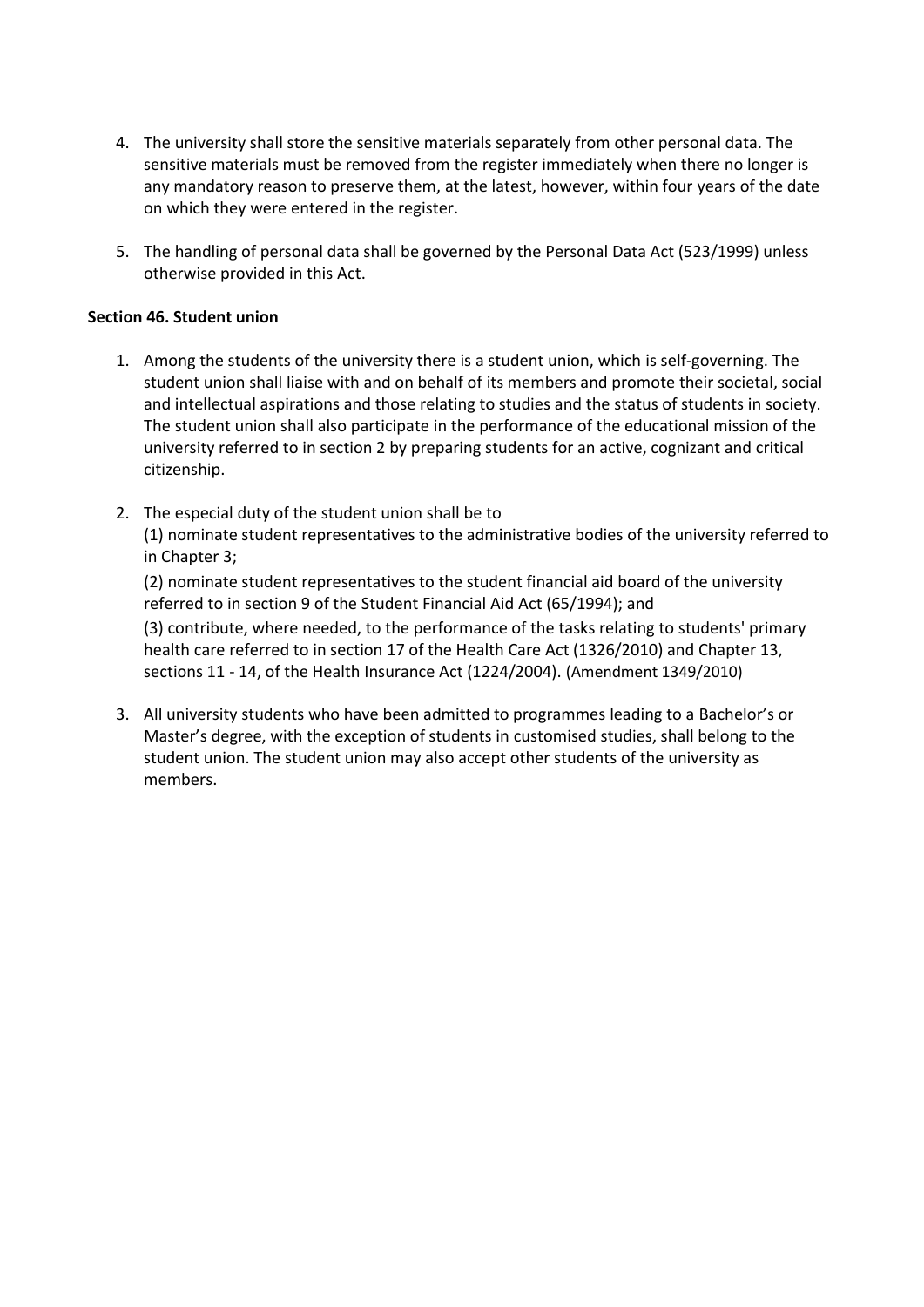4. The university shall store the sensitive materials separately from other personal data. The sensitive materials must be removed from the register immediately when there no longer is any mandatory reason to preserve them, at the latest, however, within four years of the date on which they were entered in the register.

5. The handling of personal data shall be governed by the Personal Data Act (523/1999) unless otherwise provided in this Act.

**Section 46. Student union**

1. Among the students of the university there is a student union, which is self-governing. The student union shall liaise with and on behalf of its members and promote their societal, social and intellectual aspirations and those relating to studies and the status of students in society. The student union shall also participate in the performance of the educational mission of the university referred to in section 2 by preparing students for an active, cognizant and critical citizenship.

2. The especial duty of the student union shall be to
   (1) nominate student representatives to the administrative bodies of the university referred to in Chapter 3;
   (2) nominate student representatives to the student financial aid board of the university referred to in section 9 of the Student Financial Aid Act (65/1994); and
   (3) contribute, where needed, to the performance of the tasks relating to students' primary health care referred to in section 17 of the Health Care Act (1326/2010) and Chapter 13, sections 11 - 14, of the Health Insurance Act (1224/2004). (Amendment 1349/2010)

3. All university students who have been admitted to programmes leading to a Bachelor's or Master's degree, with the exception of students in customised studies, shall belong to the student union. The student union may also accept other students of the university as members.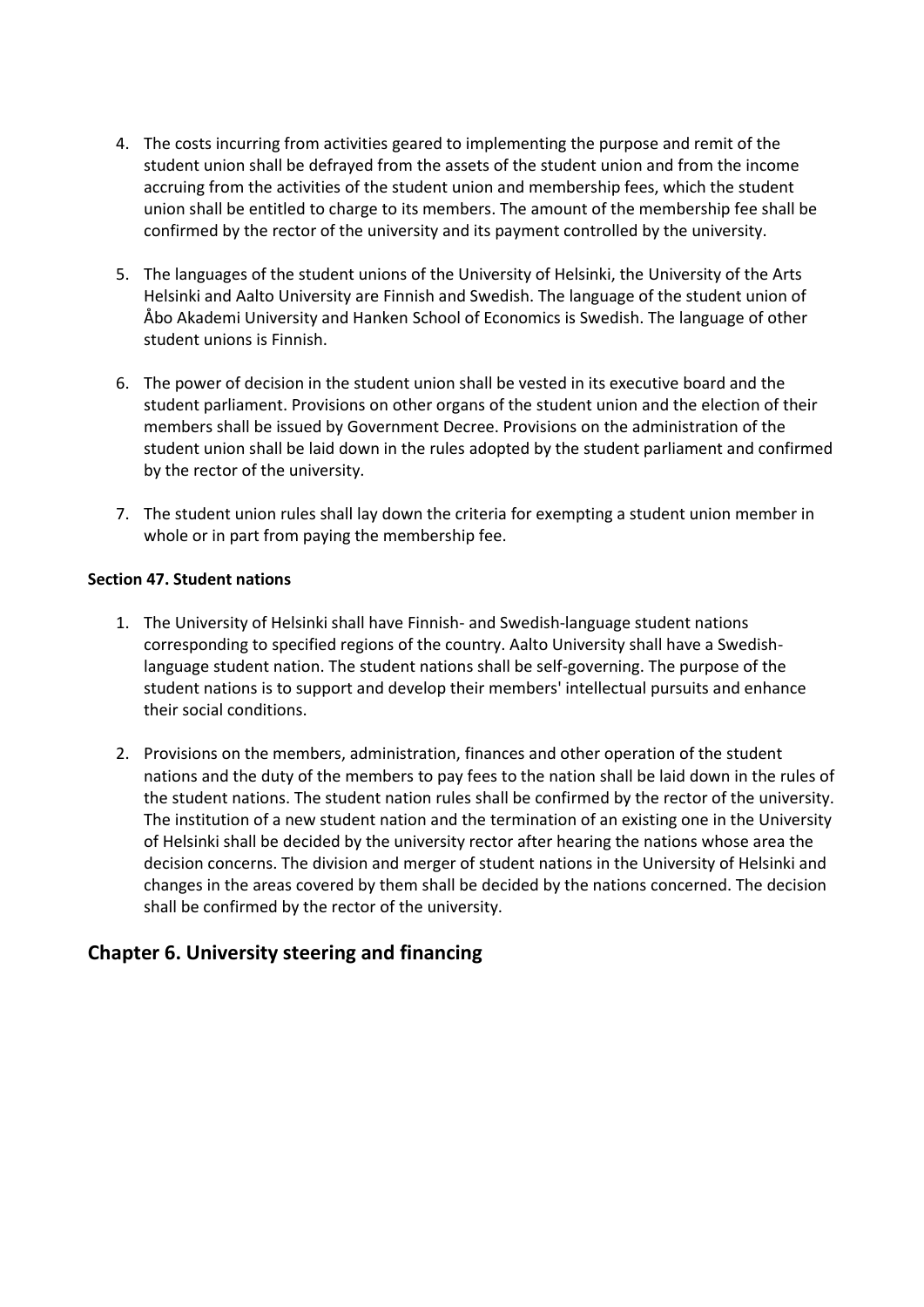4. The costs incurring from activities geared to implementing the purpose and remit of the student union shall be defrayed from the assets of the student union and from the income accruing from the activities of the student union and membership fees, which the student union shall be entitled to charge to its members. The amount of the membership fee shall be confirmed by the rector of the university and its payment controlled by the university.

5. The languages of the student unions of the University of Helsinki, the University of the Arts Helsinki and Aalto University are Finnish and Swedish. The language of the student union of Åbo Akademi University and Hanken School of Economics is Swedish. The language of other student unions is Finnish.

6. The power of decision in the student union shall be vested in its executive board and the student parliament. Provisions on other organs of the student union and the election of their members shall be issued by Government Decree. Provisions on the administration of the student union shall be laid down in the rules adopted by the student parliament and confirmed by the rector of the university.

7. The student union rules shall lay down the criteria for exempting a student union member in whole or in part from paying the membership fee.

#### Section 47. Student nations

1. The University of Helsinki shall have Finnish- and Swedish-language student nations corresponding to specified regions of the country. Aalto University shall have a Swedish-language student nation. The student nations shall be self-governing. The purpose of the student nations is to support and develop their members' intellectual pursuits and enhance their social conditions.

2. Provisions on the members, administration, finances and other operation of the student nations and the duty of the members to pay fees to the nation shall be laid down in the rules of the student nations. The student nation rules shall be confirmed by the rector of the university. The institution of a new student nation and the termination of an existing one in the University of Helsinki shall be decided by the university rector after hearing the nations whose area the decision concerns. The division and merger of student nations in the University of Helsinki and changes in the areas covered by them shall be decided by the nations concerned. The decision shall be confirmed by the rector of the university.

## Chapter 6. University steering and financing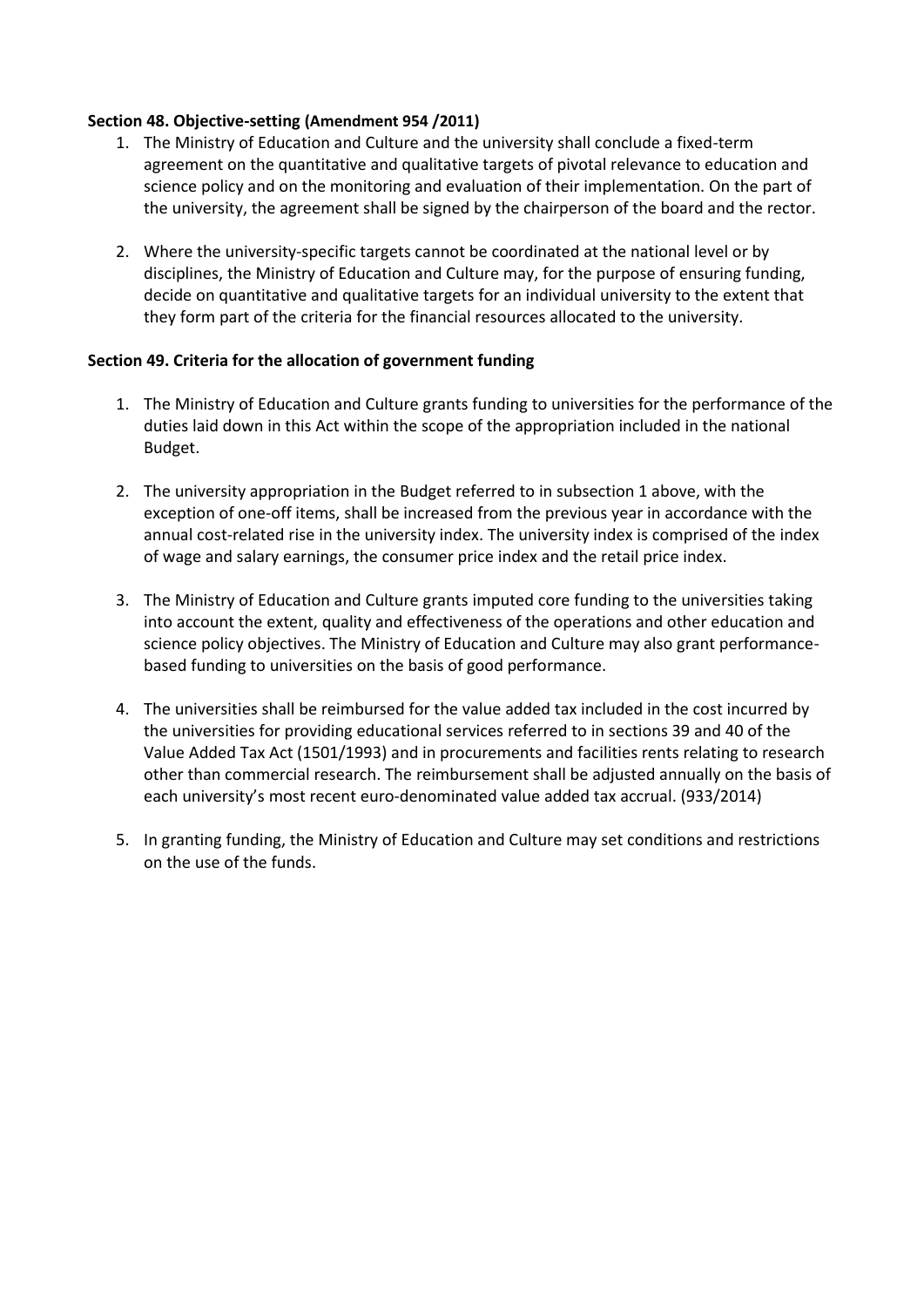**Section 48. Objective-setting (Amendment 954 /2011)**

1. The Ministry of Education and Culture and the university shall conclude a fixed-term agreement on the quantitative and qualitative targets of pivotal relevance to education and science policy and on the monitoring and evaluation of their implementation. On the part of the university, the agreement shall be signed by the chairperson of the board and the rector.

2. Where the university-specific targets cannot be coordinated at the national level or by disciplines, the Ministry of Education and Culture may, for the purpose of ensuring funding, decide on quantitative and qualitative targets for an individual university to the extent that they form part of the criteria for the financial resources allocated to the university.

**Section 49. Criteria for the allocation of government funding**

1. The Ministry of Education and Culture grants funding to universities for the performance of the duties laid down in this Act within the scope of the appropriation included in the national Budget.

2. The university appropriation in the Budget referred to in subsection 1 above, with the exception of one-off items, shall be increased from the previous year in accordance with the annual cost-related rise in the university index. The university index is comprised of the index of wage and salary earnings, the consumer price index and the retail price index.

3. The Ministry of Education and Culture grants imputed core funding to the universities taking into account the extent, quality and effectiveness of the operations and other education and science policy objectives. The Ministry of Education and Culture may also grant performance-based funding to universities on the basis of good performance.

4. The universities shall be reimbursed for the value added tax included in the cost incurred by the universities for providing educational services referred to in sections 39 and 40 of the Value Added Tax Act (1501/1993) and in procurements and facilities rents relating to research other than commercial research. The reimbursement shall be adjusted annually on the basis of each university's most recent euro-denominated value added tax accrual. (933/2014)

5. In granting funding, the Ministry of Education and Culture may set conditions and restrictions on the use of the funds.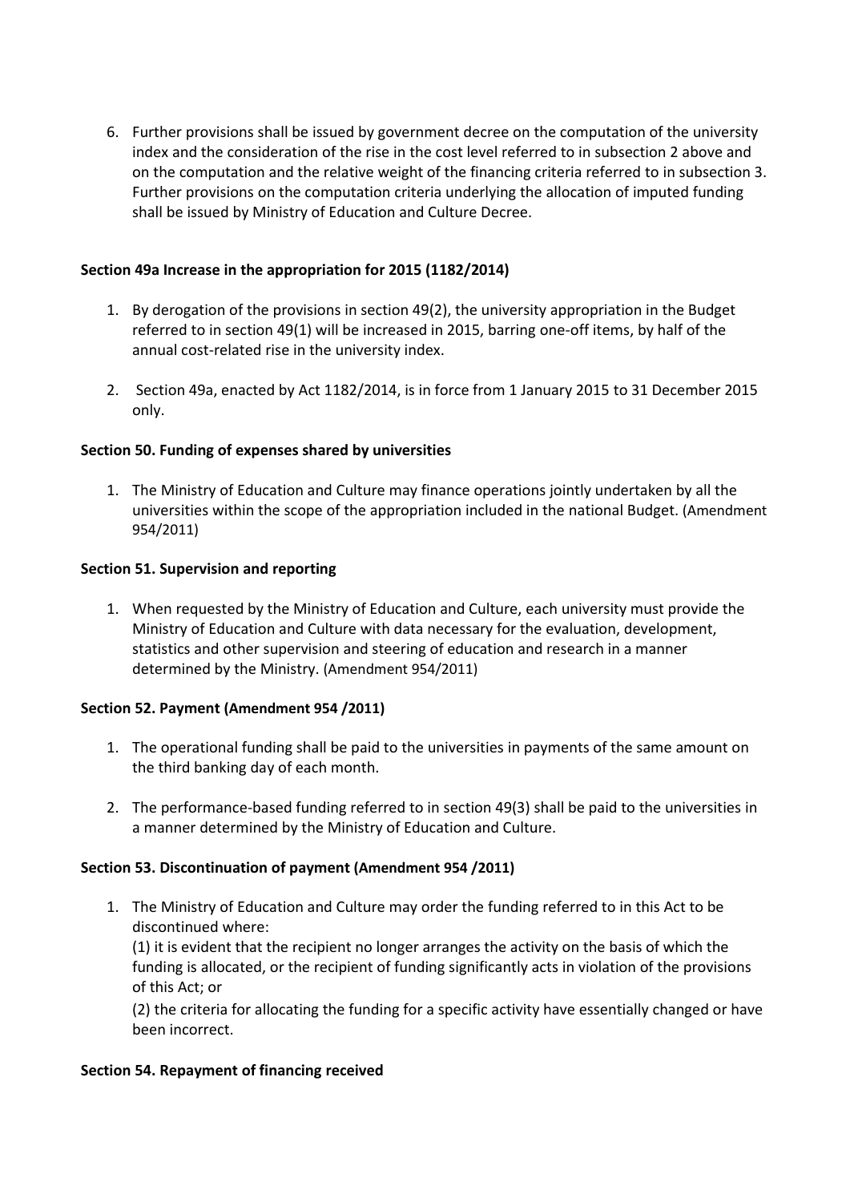6. Further provisions shall be issued by government decree on the computation of the university index and the consideration of the rise in the cost level referred to in subsection 2 above and on the computation and the relative weight of the financing criteria referred to in subsection 3. Further provisions on the computation criteria underlying the allocation of imputed funding shall be issued by Ministry of Education and Culture Decree.

**Section 49a Increase in the appropriation for 2015 (1182/2014)**

1. By derogation of the provisions in section 49(2), the university appropriation in the Budget referred to in section 49(1) will be increased in 2015, barring one-off items, by half of the annual cost-related rise in the university index.

2. Section 49a, enacted by Act 1182/2014, is in force from 1 January 2015 to 31 December 2015 only.

**Section 50. Funding of expenses shared by universities**

1. The Ministry of Education and Culture may finance operations jointly undertaken by all the universities within the scope of the appropriation included in the national Budget. (Amendment 954/2011)

**Section 51. Supervision and reporting**

1. When requested by the Ministry of Education and Culture, each university must provide the Ministry of Education and Culture with data necessary for the evaluation, development, statistics and other supervision and steering of education and research in a manner determined by the Ministry. (Amendment 954/2011)

**Section 52. Payment (Amendment 954 /2011)**

1. The operational funding shall be paid to the universities in payments of the same amount on the third banking day of each month.

2. The performance-based funding referred to in section 49(3) shall be paid to the universities in a manner determined by the Ministry of Education and Culture.

**Section 53. Discontinuation of payment (Amendment 954 /2011)**

1. The Ministry of Education and Culture may order the funding referred to in this Act to be discontinued where:
   (1) it is evident that the recipient no longer arranges the activity on the basis of which the funding is allocated, or the recipient of funding significantly acts in violation of the provisions of this Act; or
   (2) the criteria for allocating the funding for a specific activity have essentially changed or have been incorrect.

**Section 54. Repayment of financing received**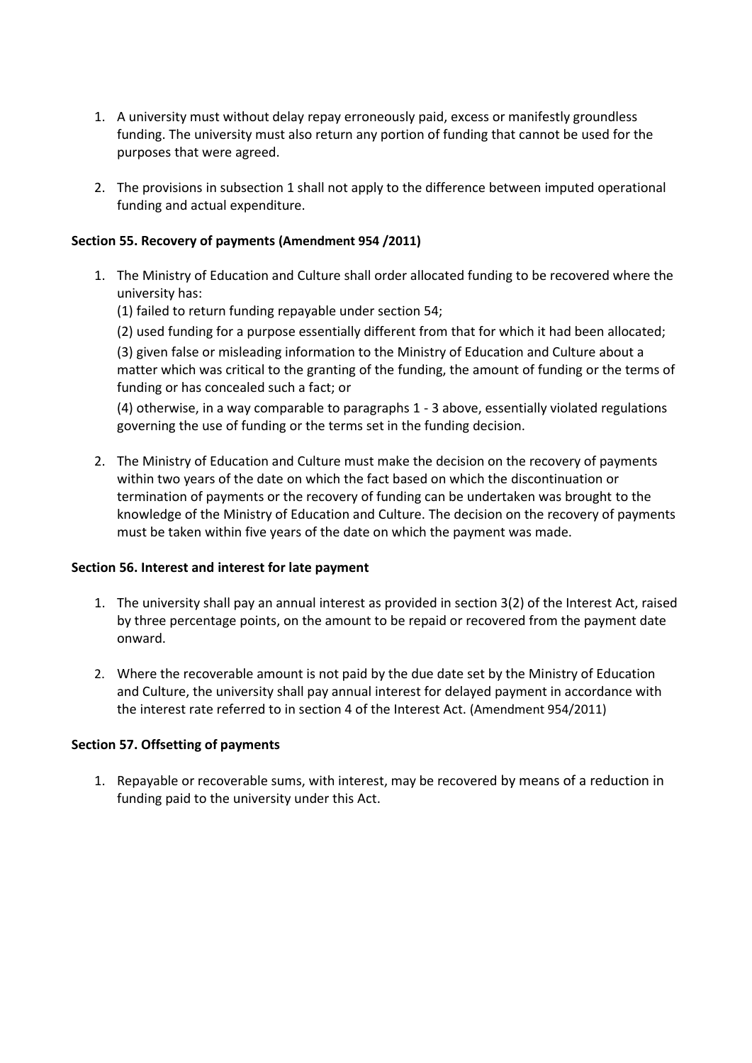1. A university must without delay repay erroneously paid, excess or manifestly groundless funding. The university must also return any portion of funding that cannot be used for the purposes that were agreed.

2. The provisions in subsection 1 shall not apply to the difference between imputed operational funding and actual expenditure.

**Section 55. Recovery of payments (Amendment 954 /2011)**

1. The Ministry of Education and Culture shall order allocated funding to be recovered where the university has:

   (1) failed to return funding repayable under section 54;

   (2) used funding for a purpose essentially different from that for which it had been allocated;

   (3) given false or misleading information to the Ministry of Education and Culture about a matter which was critical to the granting of the funding, the amount of funding or the terms of funding or has concealed such a fact; or

   (4) otherwise, in a way comparable to paragraphs 1 - 3 above, essentially violated regulations governing the use of funding or the terms set in the funding decision.

2. The Ministry of Education and Culture must make the decision on the recovery of payments within two years of the date on which the fact based on which the discontinuation or termination of payments or the recovery of funding can be undertaken was brought to the knowledge of the Ministry of Education and Culture. The decision on the recovery of payments must be taken within five years of the date on which the payment was made.

**Section 56. Interest and interest for late payment**

1. The university shall pay an annual interest as provided in section 3(2) of the Interest Act, raised by three percentage points, on the amount to be repaid or recovered from the payment date onward.

2. Where the recoverable amount is not paid by the due date set by the Ministry of Education and Culture, the university shall pay annual interest for delayed payment in accordance with the interest rate referred to in section 4 of the Interest Act. (Amendment 954/2011)

**Section 57. Offsetting of payments**

1. Repayable or recoverable sums, with interest, may be recovered by means of a reduction in funding paid to the university under this Act.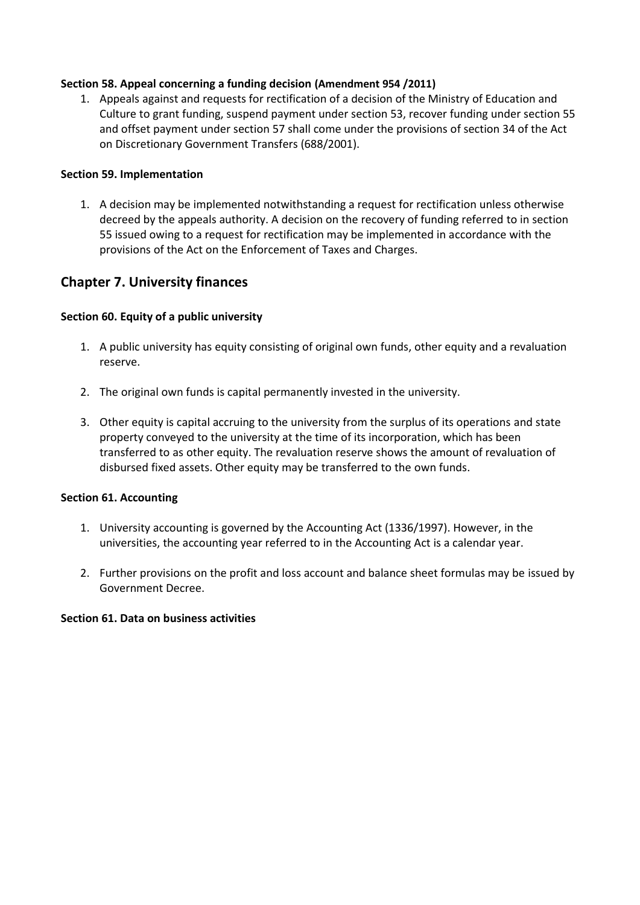### Section 58. Appeal concerning a funding decision (Amendment 954 /2011)

1. Appeals against and requests for rectification of a decision of the Ministry of Education and Culture to grant funding, suspend payment under section 53, recover funding under section 55 and offset payment under section 57 shall come under the provisions of section 34 of the Act on Discretionary Government Transfers (688/2001).

### Section 59. Implementation

1. A decision may be implemented notwithstanding a request for rectification unless otherwise decreed by the appeals authority. A decision on the recovery of funding referred to in section 55 issued owing to a request for rectification may be implemented in accordance with the provisions of the Act on the Enforcement of Taxes and Charges.

## Chapter 7. University finances

### Section 60. Equity of a public university

1. A public university has equity consisting of original own funds, other equity and a revaluation reserve.

2. The original own funds is capital permanently invested in the university.

3. Other equity is capital accruing to the university from the surplus of its operations and state property conveyed to the university at the time of its incorporation, which has been transferred to as other equity. The revaluation reserve shows the amount of revaluation of disbursed fixed assets. Other equity may be transferred to the own funds.

### Section 61. Accounting

1. University accounting is governed by the Accounting Act (1336/1997). However, in the universities, the accounting year referred to in the Accounting Act is a calendar year.

2. Further provisions on the profit and loss account and balance sheet formulas may be issued by Government Decree.

### Section 61. Data on business activities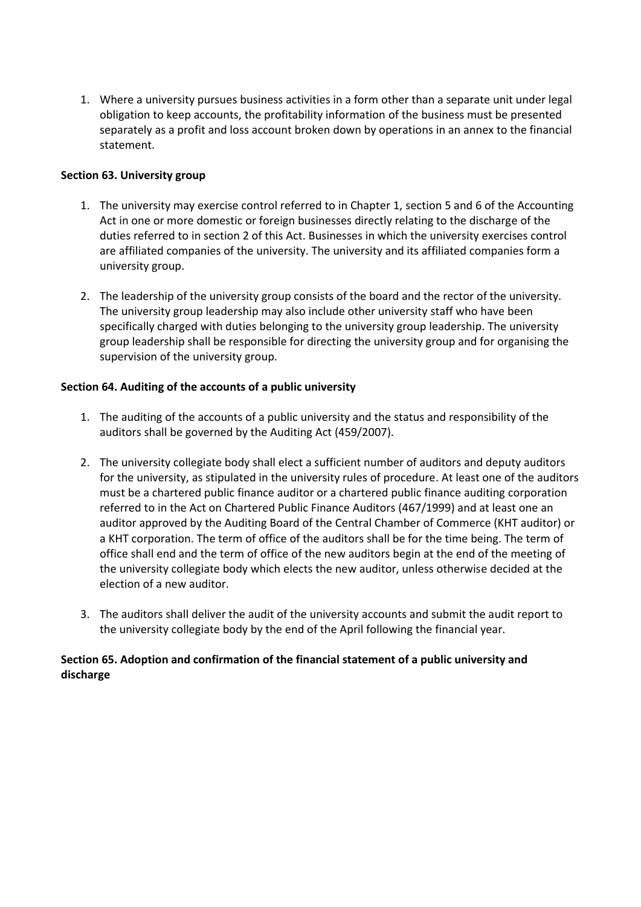1. Where a university pursues business activities in a form other than a separate unit under legal obligation to keep accounts, the profitability information of the business must be presented separately as a profit and loss account broken down by operations in an annex to the financial statement.

**Section 63. University group**

1. The university may exercise control referred to in Chapter 1, section 5 and 6 of the Accounting Act in one or more domestic or foreign businesses directly relating to the discharge of the duties referred to in section 2 of this Act. Businesses in which the university exercises control are affiliated companies of the university. The university and its affiliated companies form a university group.
2. The leadership of the university group consists of the board and the rector of the university. The university group leadership may also include other university staff who have been specifically charged with duties belonging to the university group leadership. The university group leadership shall be responsible for directing the university group and for organising the supervision of the university group.

**Section 64. Auditing of the accounts of a public university**

1. The auditing of the accounts of a public university and the status and responsibility of the auditors shall be governed by the Auditing Act (459/2007).
2. The university collegiate body shall elect a sufficient number of auditors and deputy auditors for the university, as stipulated in the university rules of procedure. At least one of the auditors must be a chartered public finance auditor or a chartered public finance auditing corporation referred to in the Act on Chartered Public Finance Auditors (467/1999) and at least one an auditor approved by the Auditing Board of the Central Chamber of Commerce (KHT auditor) or a KHT corporation. The term of office of the auditors shall be for the time being. The term of office shall end and the term of office of the new auditors begin at the end of the meeting of the university collegiate body which elects the new auditor, unless otherwise decided at the election of a new auditor.
3. The auditors shall deliver the audit of the university accounts and submit the audit report to the university collegiate body by the end of the April following the financial year.

**Section 65. Adoption and confirmation of the financial statement of a public university and discharge**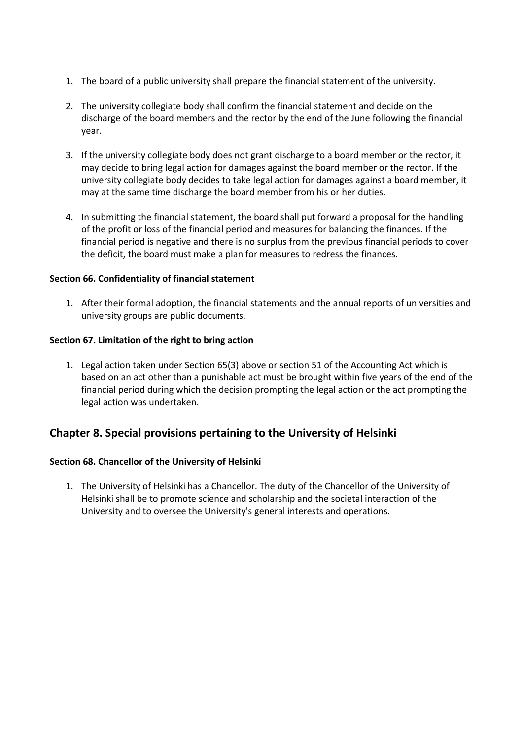1. The board of a public university shall prepare the financial statement of the university.

2. The university collegiate body shall confirm the financial statement and decide on the discharge of the board members and the rector by the end of the June following the financial year.

3. If the university collegiate body does not grant discharge to a board member or the rector, it may decide to bring legal action for damages against the board member or the rector. If the university collegiate body decides to take legal action for damages against a board member, it may at the same time discharge the board member from his or her duties.

4. In submitting the financial statement, the board shall put forward a proposal for the handling of the profit or loss of the financial period and measures for balancing the finances. If the financial period is negative and there is no surplus from the previous financial periods to cover the deficit, the board must make a plan for measures to redress the finances.

### Section 66. Confidentiality of financial statement

1. After their formal adoption, the financial statements and the annual reports of universities and university groups are public documents.

### Section 67. Limitation of the right to bring action

1. Legal action taken under Section 65(3) above or section 51 of the Accounting Act which is based on an act other than a punishable act must be brought within five years of the end of the financial period during which the decision prompting the legal action or the act prompting the legal action was undertaken.

## Chapter 8. Special provisions pertaining to the University of Helsinki

### Section 68. Chancellor of the University of Helsinki

1. The University of Helsinki has a Chancellor. The duty of the Chancellor of the University of Helsinki shall be to promote science and scholarship and the societal interaction of the University and to oversee the University's general interests and operations.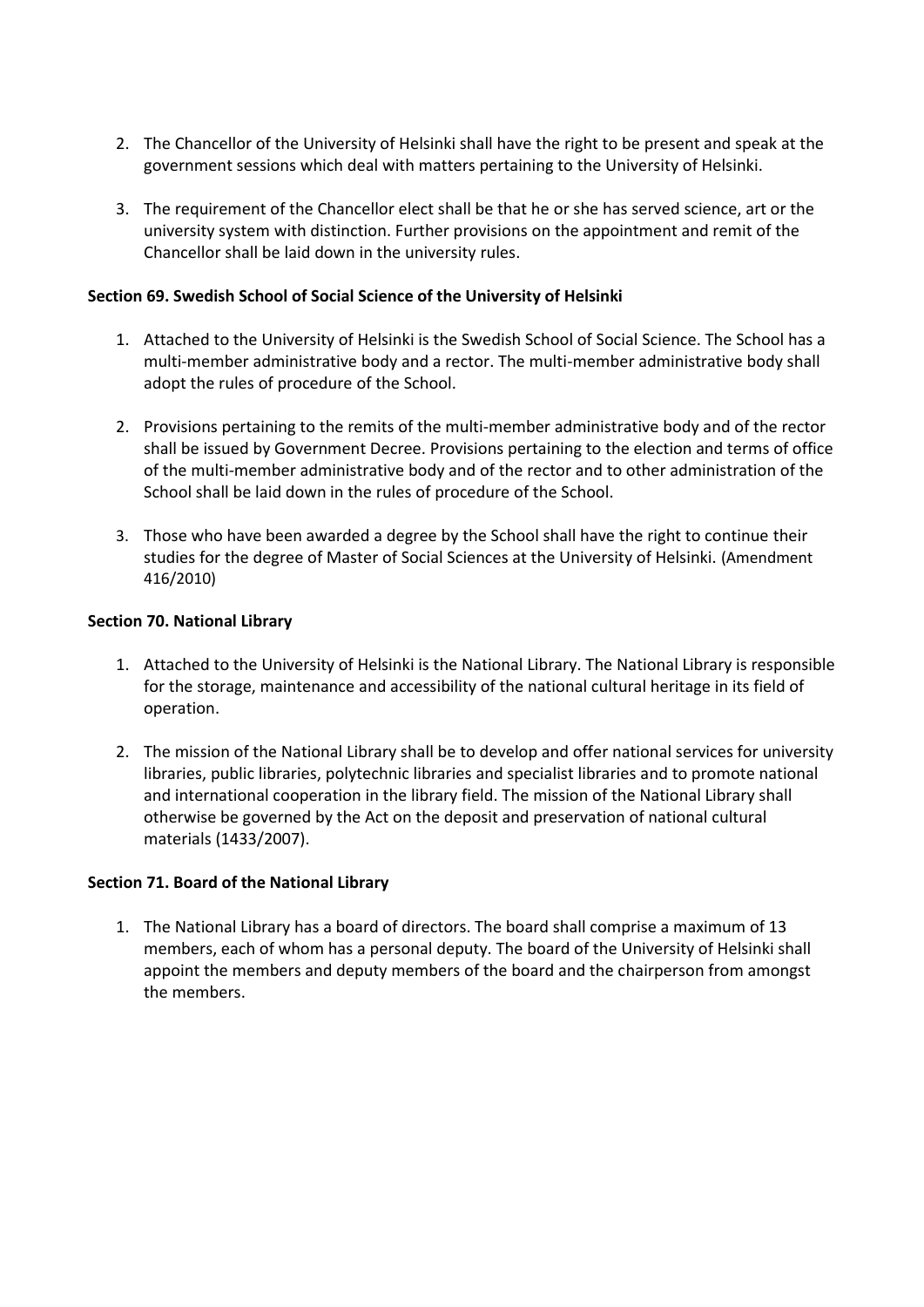2. The Chancellor of the University of Helsinki shall have the right to be present and speak at the government sessions which deal with matters pertaining to the University of Helsinki.

3. The requirement of the Chancellor elect shall be that he or she has served science, art or the university system with distinction. Further provisions on the appointment and remit of the Chancellor shall be laid down in the university rules.

**Section 69. Swedish School of Social Science of the University of Helsinki**

1. Attached to the University of Helsinki is the Swedish School of Social Science. The School has a multi-member administrative body and a rector. The multi-member administrative body shall adopt the rules of procedure of the School.

2. Provisions pertaining to the remits of the multi-member administrative body and of the rector shall be issued by Government Decree. Provisions pertaining to the election and terms of office of the multi-member administrative body and of the rector and to other administration of the School shall be laid down in the rules of procedure of the School.

3. Those who have been awarded a degree by the School shall have the right to continue their studies for the degree of Master of Social Sciences at the University of Helsinki. (Amendment 416/2010)

**Section 70. National Library**

1. Attached to the University of Helsinki is the National Library. The National Library is responsible for the storage, maintenance and accessibility of the national cultural heritage in its field of operation.

2. The mission of the National Library shall be to develop and offer national services for university libraries, public libraries, polytechnic libraries and specialist libraries and to promote national and international cooperation in the library field. The mission of the National Library shall otherwise be governed by the Act on the deposit and preservation of national cultural materials (1433/2007).

**Section 71. Board of the National Library**

1. The National Library has a board of directors. The board shall comprise a maximum of 13 members, each of whom has a personal deputy. The board of the University of Helsinki shall appoint the members and deputy members of the board and the chairperson from amongst the members.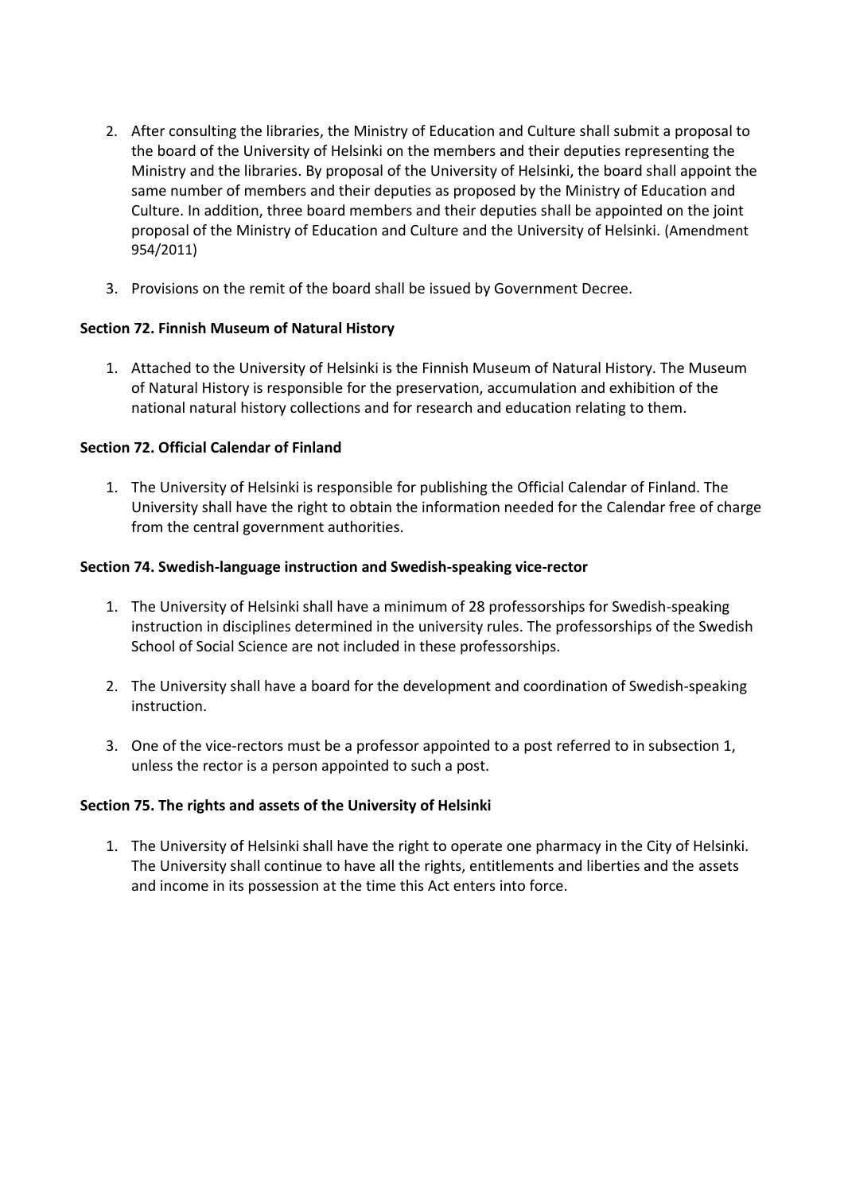2. After consulting the libraries, the Ministry of Education and Culture shall submit a proposal to the board of the University of Helsinki on the members and their deputies representing the Ministry and the libraries. By proposal of the University of Helsinki, the board shall appoint the same number of members and their deputies as proposed by the Ministry of Education and Culture. In addition, three board members and their deputies shall be appointed on the joint proposal of the Ministry of Education and Culture and the University of Helsinki. (Amendment 954/2011)

3. Provisions on the remit of the board shall be issued by Government Decree.

**Section 72. Finnish Museum of Natural History**

1. Attached to the University of Helsinki is the Finnish Museum of Natural History. The Museum of Natural History is responsible for the preservation, accumulation and exhibition of the national natural history collections and for research and education relating to them.

**Section 72. Official Calendar of Finland**

1. The University of Helsinki is responsible for publishing the Official Calendar of Finland. The University shall have the right to obtain the information needed for the Calendar free of charge from the central government authorities.

**Section 74. Swedish-language instruction and Swedish-speaking vice-rector**

1. The University of Helsinki shall have a minimum of 28 professorships for Swedish-speaking instruction in disciplines determined in the university rules. The professorships of the Swedish School of Social Science are not included in these professorships.

2. The University shall have a board for the development and coordination of Swedish-speaking instruction.

3. One of the vice-rectors must be a professor appointed to a post referred to in subsection 1, unless the rector is a person appointed to such a post.

**Section 75. The rights and assets of the University of Helsinki**

1. The University of Helsinki shall have the right to operate one pharmacy in the City of Helsinki. The University shall continue to have all the rights, entitlements and liberties and the assets and income in its possession at the time this Act enters into force.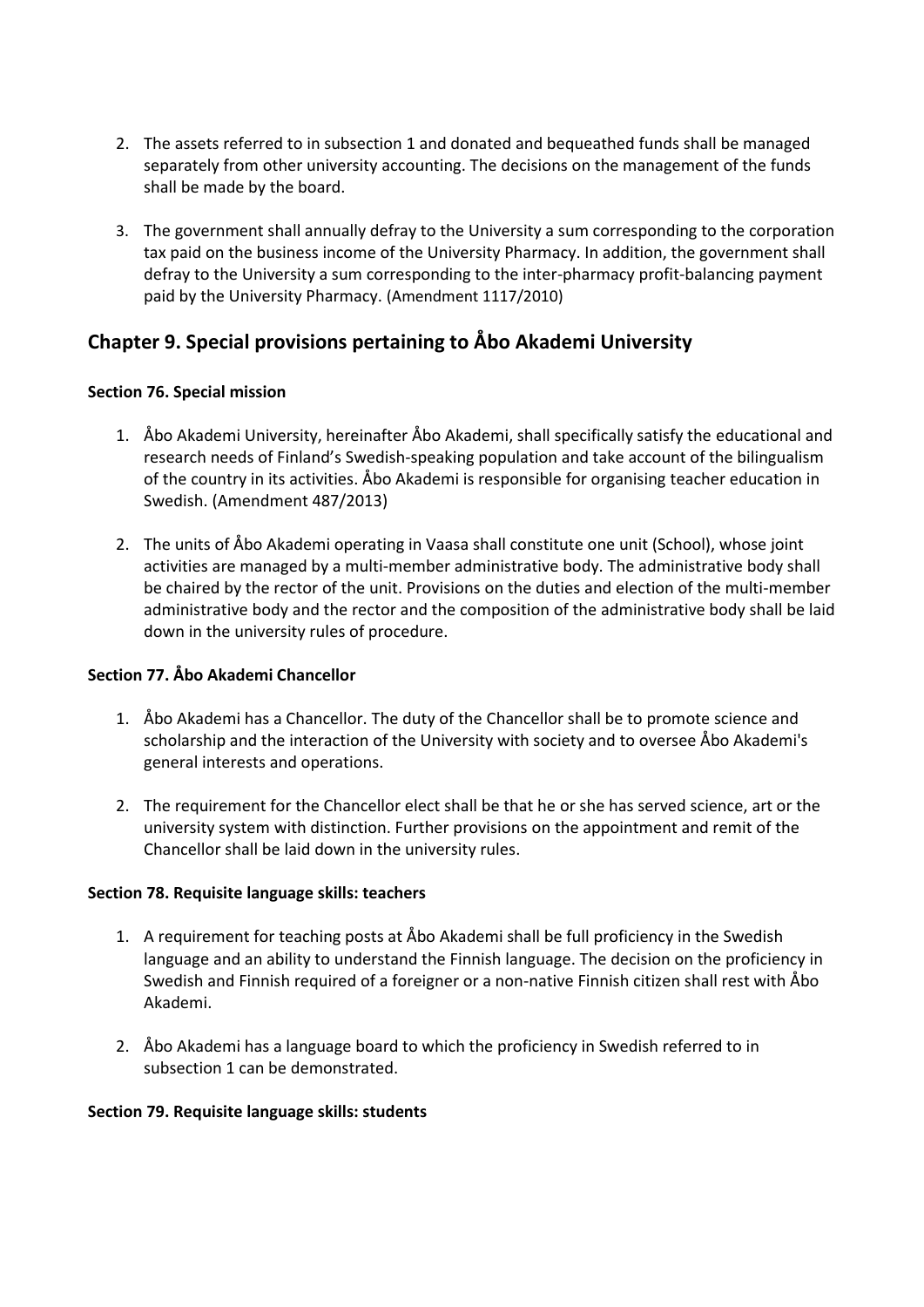2. The assets referred to in subsection 1 and donated and bequeathed funds shall be managed separately from other university accounting. The decisions on the management of the funds shall be made by the board.

3. The government shall annually defray to the University a sum corresponding to the corporation tax paid on the business income of the University Pharmacy. In addition, the government shall defray to the University a sum corresponding to the inter-pharmacy profit-balancing payment paid by the University Pharmacy. (Amendment 1117/2010)

## Chapter 9. Special provisions pertaining to Åbo Akademi University

**Section 76. Special mission**

1. Åbo Akademi University, hereinafter Åbo Akademi, shall specifically satisfy the educational and research needs of Finland's Swedish-speaking population and take account of the bilingualism of the country in its activities. Åbo Akademi is responsible for organising teacher education in Swedish. (Amendment 487/2013)

2. The units of Åbo Akademi operating in Vaasa shall constitute one unit (School), whose joint activities are managed by a multi-member administrative body. The administrative body shall be chaired by the rector of the unit. Provisions on the duties and election of the multi-member administrative body and the rector and the composition of the administrative body shall be laid down in the university rules of procedure.

**Section 77. Åbo Akademi Chancellor**

1. Åbo Akademi has a Chancellor. The duty of the Chancellor shall be to promote science and scholarship and the interaction of the University with society and to oversee Åbo Akademi's general interests and operations.

2. The requirement for the Chancellor elect shall be that he or she has served science, art or the university system with distinction. Further provisions on the appointment and remit of the Chancellor shall be laid down in the university rules.

**Section 78. Requisite language skills: teachers**

1. A requirement for teaching posts at Åbo Akademi shall be full proficiency in the Swedish language and an ability to understand the Finnish language. The decision on the proficiency in Swedish and Finnish required of a foreigner or a non-native Finnish citizen shall rest with Åbo Akademi.

2. Åbo Akademi has a language board to which the proficiency in Swedish referred to in subsection 1 can be demonstrated.

**Section 79. Requisite language skills: students**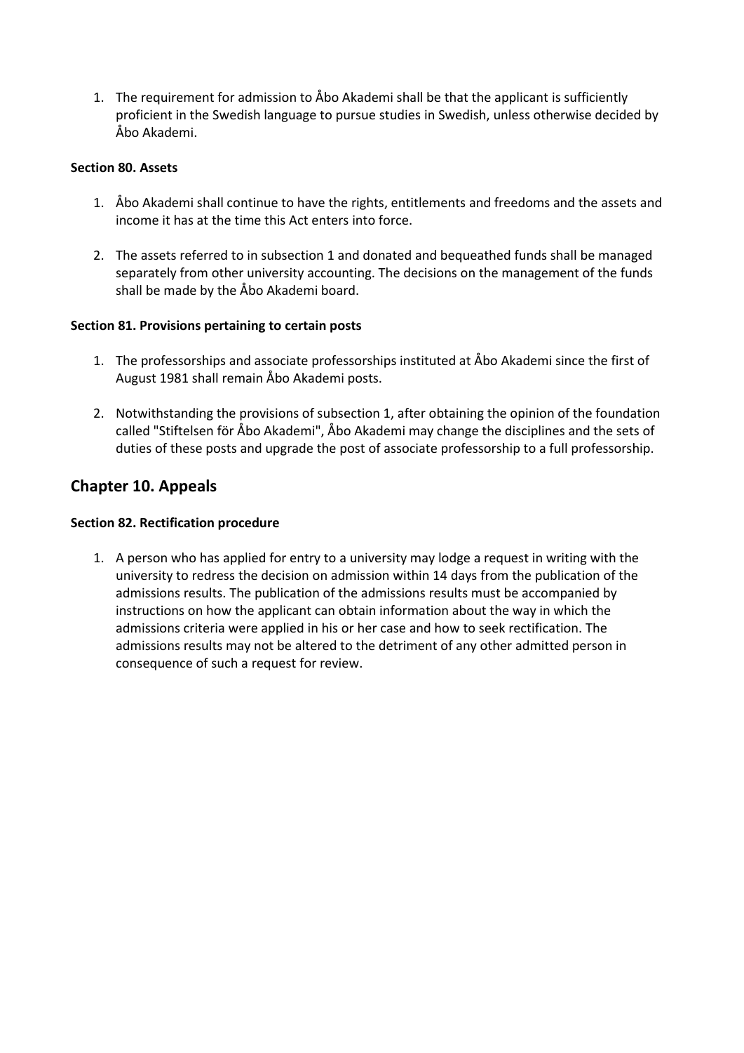1. The requirement for admission to Åbo Akademi shall be that the applicant is sufficiently proficient in the Swedish language to pursue studies in Swedish, unless otherwise decided by Åbo Akademi.

**Section 80. Assets**

1. Åbo Akademi shall continue to have the rights, entitlements and freedoms and the assets and income it has at the time this Act enters into force.

2. The assets referred to in subsection 1 and donated and bequeathed funds shall be managed separately from other university accounting. The decisions on the management of the funds shall be made by the Åbo Akademi board.

**Section 81. Provisions pertaining to certain posts**

1. The professorships and associate professorships instituted at Åbo Akademi since the first of August 1981 shall remain Åbo Akademi posts.

2. Notwithstanding the provisions of subsection 1, after obtaining the opinion of the foundation called "Stiftelsen för Åbo Akademi", Åbo Akademi may change the disciplines and the sets of duties of these posts and upgrade the post of associate professorship to a full professorship.

## Chapter 10. Appeals

**Section 82. Rectification procedure**

1. A person who has applied for entry to a university may lodge a request in writing with the university to redress the decision on admission within 14 days from the publication of the admissions results. The publication of the admissions results must be accompanied by instructions on how the applicant can obtain information about the way in which the admissions criteria were applied in his or her case and how to seek rectification. The admissions results may not be altered to the detriment of any other admitted person in consequence of such a request for review.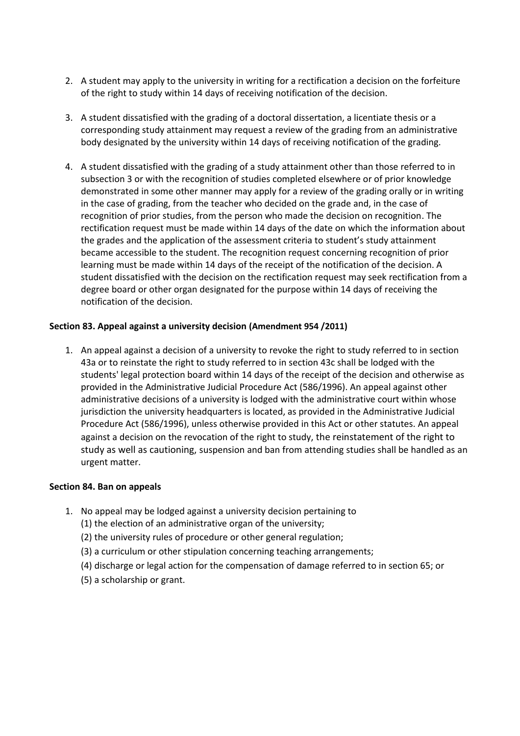2. A student may apply to the university in writing for a rectification a decision on the forfeiture of the right to study within 14 days of receiving notification of the decision.

3. A student dissatisfied with the grading of a doctoral dissertation, a licentiate thesis or a corresponding study attainment may request a review of the grading from an administrative body designated by the university within 14 days of receiving notification of the grading.

4. A student dissatisfied with the grading of a study attainment other than those referred to in subsection 3 or with the recognition of studies completed elsewhere or of prior knowledge demonstrated in some other manner may apply for a review of the grading orally or in writing in the case of grading, from the teacher who decided on the grade and, in the case of recognition of prior studies, from the person who made the decision on recognition. The rectification request must be made within 14 days of the date on which the information about the grades and the application of the assessment criteria to student's study attainment became accessible to the student. The recognition request concerning recognition of prior learning must be made within 14 days of the receipt of the notification of the decision. A student dissatisfied with the decision on the rectification request may seek rectification from a degree board or other organ designated for the purpose within 14 days of receiving the notification of the decision.

**Section 83. Appeal against a university decision (Amendment 954 /2011)**

1. An appeal against a decision of a university to revoke the right to study referred to in section 43a or to reinstate the right to study referred to in section 43c shall be lodged with the students' legal protection board within 14 days of the receipt of the decision and otherwise as provided in the Administrative Judicial Procedure Act (586/1996). An appeal against other administrative decisions of a university is lodged with the administrative court within whose jurisdiction the university headquarters is located, as provided in the Administrative Judicial Procedure Act (586/1996), unless otherwise provided in this Act or other statutes. An appeal against a decision on the revocation of the right to study, the reinstatement of the right to study as well as cautioning, suspension and ban from attending studies shall be handled as an urgent matter.

**Section 84. Ban on appeals**

1. No appeal may be lodged against a university decision pertaining to
   (1) the election of an administrative organ of the university;
   (2) the university rules of procedure or other general regulation;
   (3) a curriculum or other stipulation concerning teaching arrangements;
   (4) discharge or legal action for the compensation of damage referred to in section 65; or
   (5) a scholarship or grant.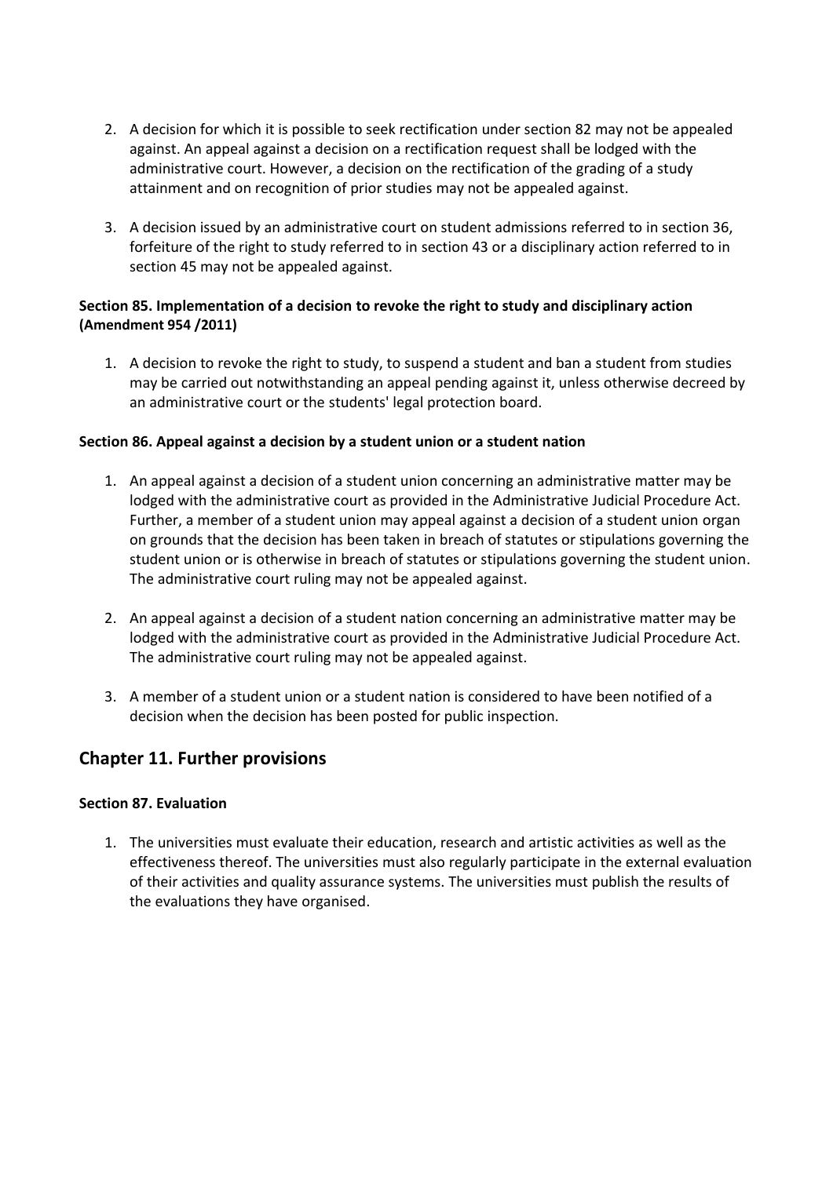2. A decision for which it is possible to seek rectification under section 82 may not be appealed against. An appeal against a decision on a rectification request shall be lodged with the administrative court. However, a decision on the rectification of the grading of a study attainment and on recognition of prior studies may not be appealed against.

3. A decision issued by an administrative court on student admissions referred to in section 36, forfeiture of the right to study referred to in section 43 or a disciplinary action referred to in section 45 may not be appealed against.

**Section 85. Implementation of a decision to revoke the right to study and disciplinary action (Amendment 954 /2011)**

1. A decision to revoke the right to study, to suspend a student and ban a student from studies may be carried out notwithstanding an appeal pending against it, unless otherwise decreed by an administrative court or the students' legal protection board.

**Section 86. Appeal against a decision by a student union or a student nation**

1. An appeal against a decision of a student union concerning an administrative matter may be lodged with the administrative court as provided in the Administrative Judicial Procedure Act. Further, a member of a student union may appeal against a decision of a student union organ on grounds that the decision has been taken in breach of statutes or stipulations governing the student union or is otherwise in breach of statutes or stipulations governing the student union. The administrative court ruling may not be appealed against.

2. An appeal against a decision of a student nation concerning an administrative matter may be lodged with the administrative court as provided in the Administrative Judicial Procedure Act. The administrative court ruling may not be appealed against.

3. A member of a student union or a student nation is considered to have been notified of a decision when the decision has been posted for public inspection.

## Chapter 11. Further provisions

**Section 87. Evaluation**

1. The universities must evaluate their education, research and artistic activities as well as the effectiveness thereof. The universities must also regularly participate in the external evaluation of their activities and quality assurance systems. The universities must publish the results of the evaluations they have organised.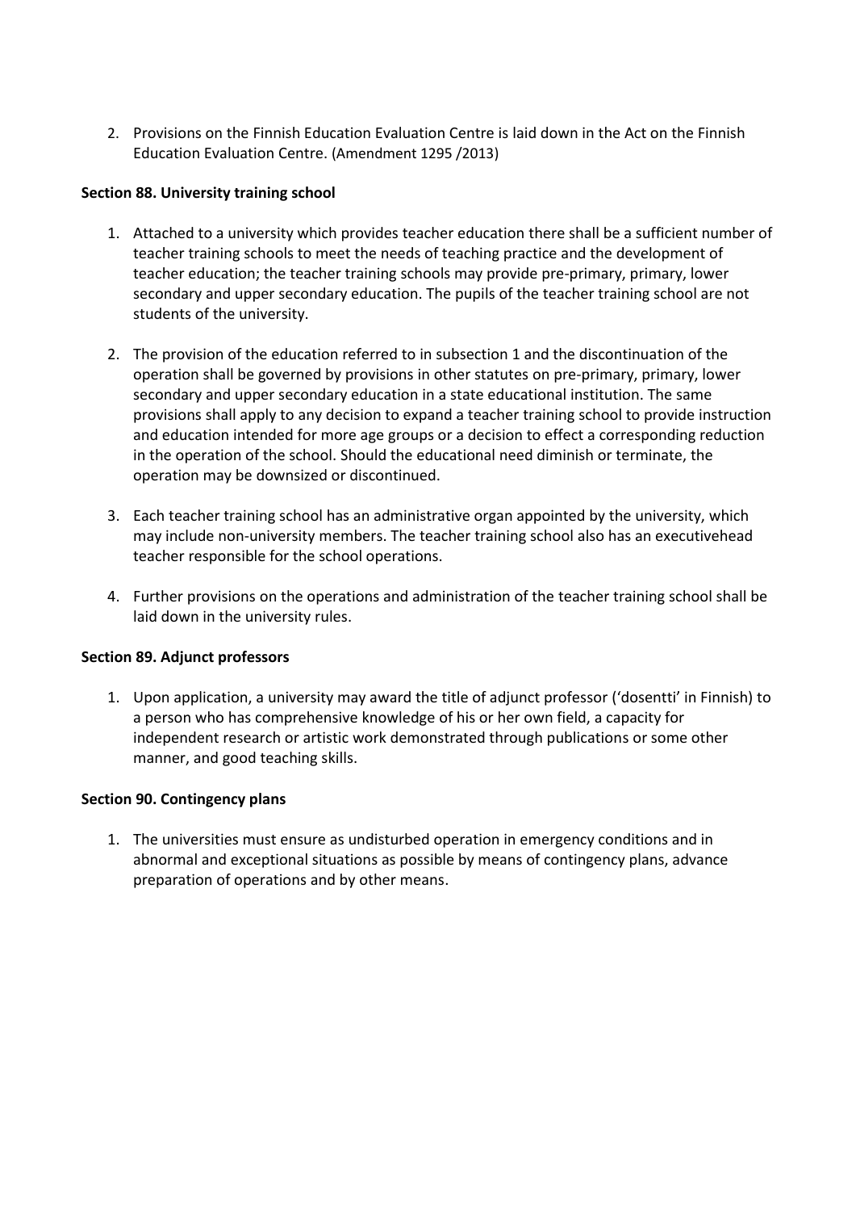2. Provisions on the Finnish Education Evaluation Centre is laid down in the Act on the Finnish Education Evaluation Centre. (Amendment 1295 /2013)

**Section 88. University training school**

1. Attached to a university which provides teacher education there shall be a sufficient number of teacher training schools to meet the needs of teaching practice and the development of teacher education; the teacher training schools may provide pre-primary, primary, lower secondary and upper secondary education. The pupils of the teacher training school are not students of the university.

2. The provision of the education referred to in subsection 1 and the discontinuation of the operation shall be governed by provisions in other statutes on pre-primary, primary, lower secondary and upper secondary education in a state educational institution. The same provisions shall apply to any decision to expand a teacher training school to provide instruction and education intended for more age groups or a decision to effect a corresponding reduction in the operation of the school. Should the educational need diminish or terminate, the operation may be downsized or discontinued.

3. Each teacher training school has an administrative organ appointed by the university, which may include non-university members. The teacher training school also has an executivehead teacher responsible for the school operations.

4. Further provisions on the operations and administration of the teacher training school shall be laid down in the university rules.

**Section 89. Adjunct professors**

1. Upon application, a university may award the title of adjunct professor ('dosentti' in Finnish) to a person who has comprehensive knowledge of his or her own field, a capacity for independent research or artistic work demonstrated through publications or some other manner, and good teaching skills.

**Section 90. Contingency plans**

1. The universities must ensure as undisturbed operation in emergency conditions and in abnormal and exceptional situations as possible by means of contingency plans, advance preparation of operations and by other means.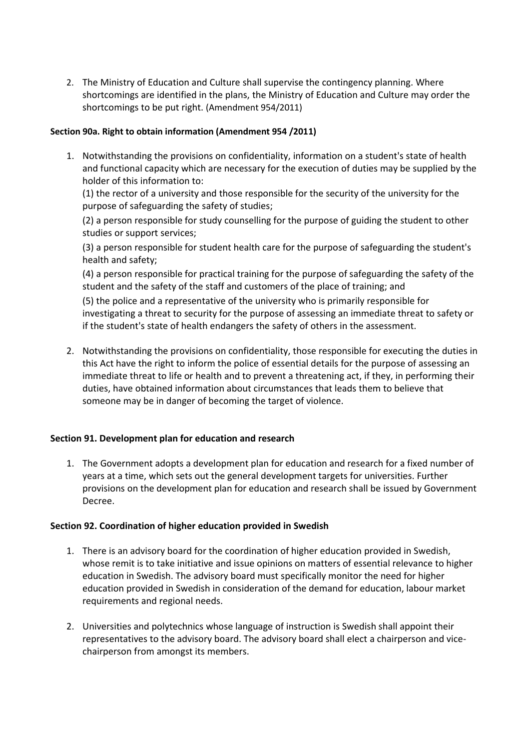2. The Ministry of Education and Culture shall supervise the contingency planning. Where shortcomings are identified in the plans, the Ministry of Education and Culture may order the shortcomings to be put right. (Amendment 954/2011)

**Section 90a. Right to obtain information (Amendment 954 /2011)**

1. Notwithstanding the provisions on confidentiality, information on a student's state of health and functional capacity which are necessary for the execution of duties may be supplied by the holder of this information to:

   (1) the rector of a university and those responsible for the security of the university for the purpose of safeguarding the safety of studies;

   (2) a person responsible for study counselling for the purpose of guiding the student to other studies or support services;

   (3) a person responsible for student health care for the purpose of safeguarding the student's health and safety;

   (4) a person responsible for practical training for the purpose of safeguarding the safety of the student and the safety of the staff and customers of the place of training; and

   (5) the police and a representative of the university who is primarily responsible for investigating a threat to security for the purpose of assessing an immediate threat to safety or if the student's state of health endangers the safety of others in the assessment.

2. Notwithstanding the provisions on confidentiality, those responsible for executing the duties in this Act have the right to inform the police of essential details for the purpose of assessing an immediate threat to life or health and to prevent a threatening act, if they, in performing their duties, have obtained information about circumstances that leads them to believe that someone may be in danger of becoming the target of violence.

**Section 91. Development plan for education and research**

1. The Government adopts a development plan for education and research for a fixed number of years at a time, which sets out the general development targets for universities. Further provisions on the development plan for education and research shall be issued by Government Decree.

**Section 92. Coordination of higher education provided in Swedish**

1. There is an advisory board for the coordination of higher education provided in Swedish, whose remit is to take initiative and issue opinions on matters of essential relevance to higher education in Swedish. The advisory board must specifically monitor the need for higher education provided in Swedish in consideration of the demand for education, labour market requirements and regional needs.

2. Universities and polytechnics whose language of instruction is Swedish shall appoint their representatives to the advisory board. The advisory board shall elect a chairperson and vice-chairperson from amongst its members.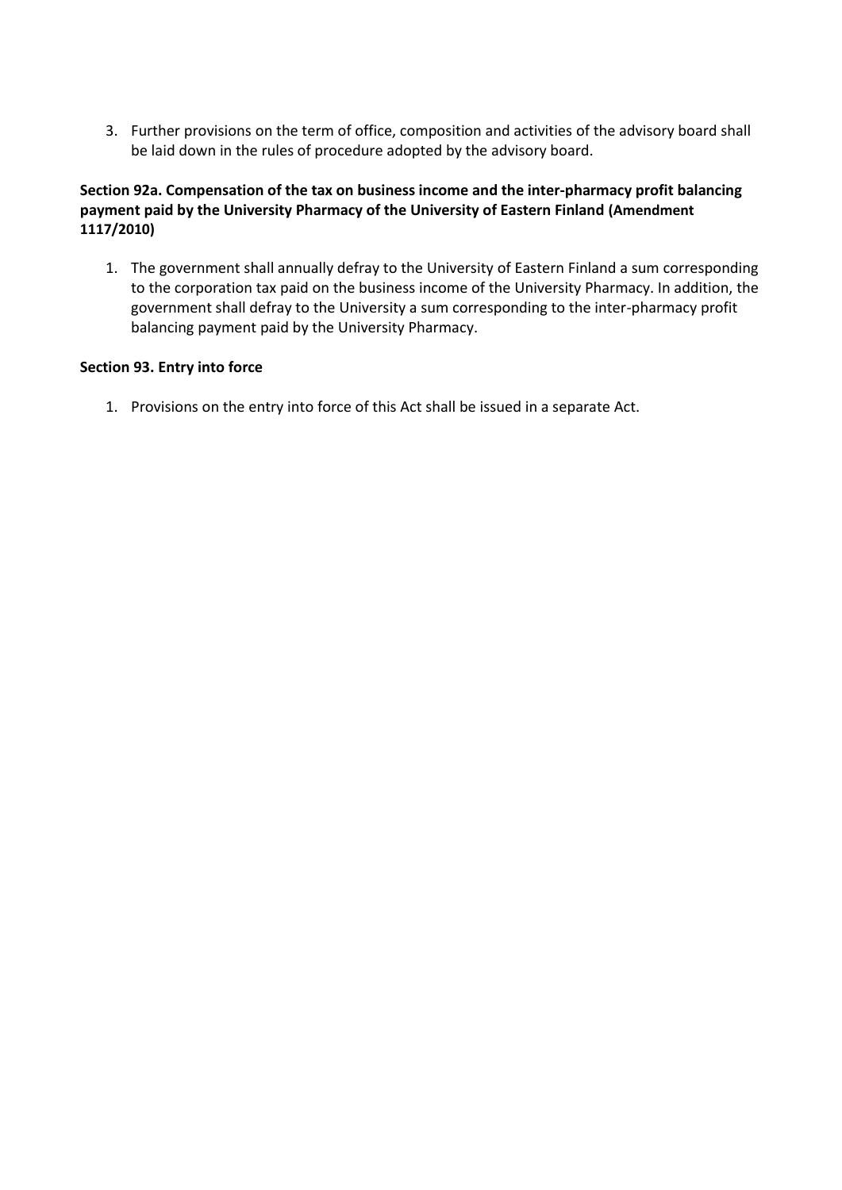3. Further provisions on the term of office, composition and activities of the advisory board shall be laid down in the rules of procedure adopted by the advisory board.

**Section 92a. Compensation of the tax on business income and the inter-pharmacy profit balancing payment paid by the University Pharmacy of the University of Eastern Finland (Amendment 1117/2010)**

1. The government shall annually defray to the University of Eastern Finland a sum corresponding to the corporation tax paid on the business income of the University Pharmacy. In addition, the government shall defray to the University a sum corresponding to the inter-pharmacy profit balancing payment paid by the University Pharmacy.

**Section 93. Entry into force**

1. Provisions on the entry into force of this Act shall be issued in a separate Act.